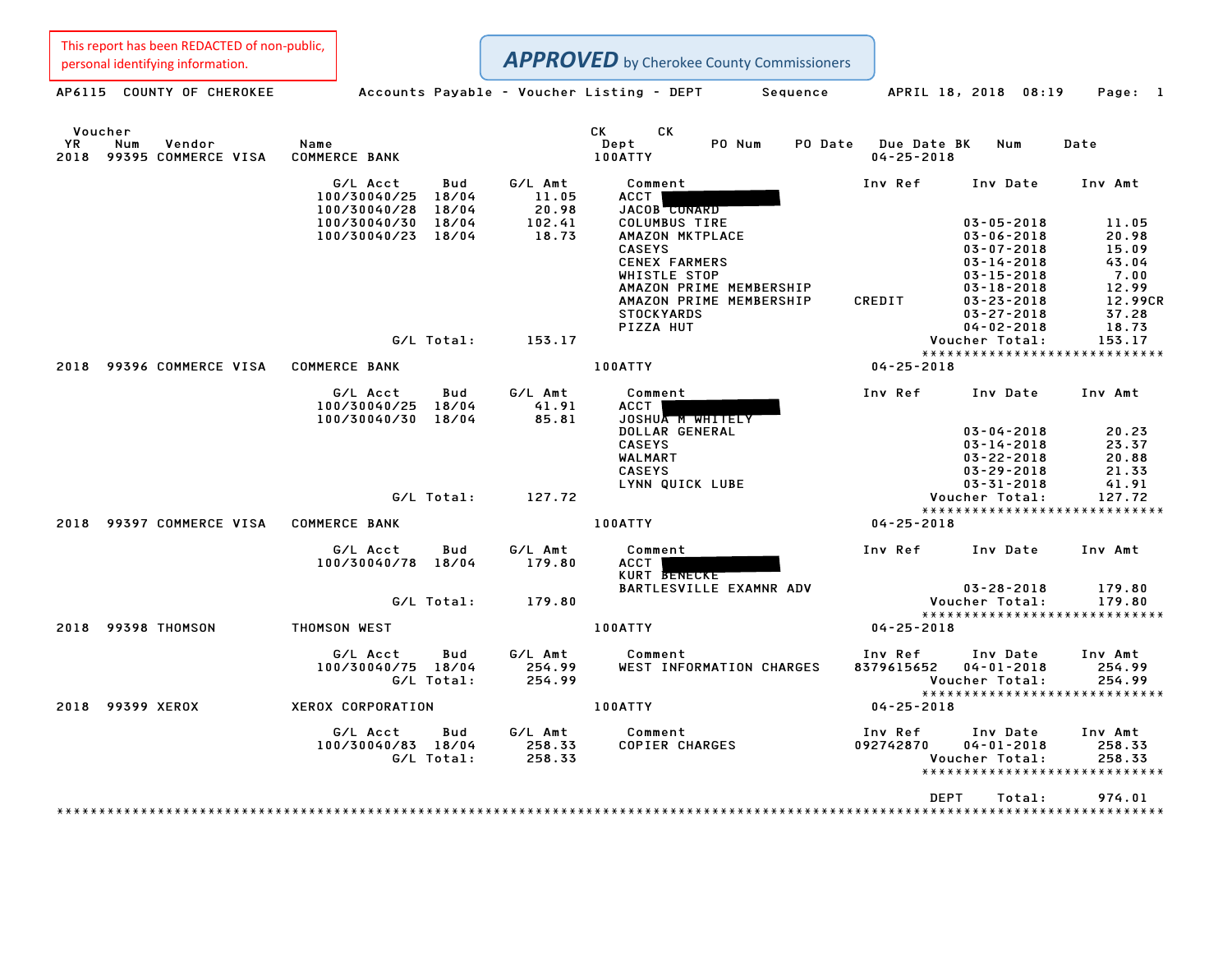This report has been REDACTED of non-public, personal identifying information.

**APPROVED** by Cherokee County Commissioners

AP6115 COUNTY OF CHEROKEE — Accounts Payable - Voucher Listing - DEPT Sequence — APRIL 18, 2018 08:19

| Voucher YR | Num | Vendor | Name | CK Dept | PO Num | PO Date | Due Date | CK BK | Num | Date |
|---|---|---|---|---|---|---|---|---|---|---|
| 2018 | 99395 | COMMERCE VISA | COMMERCE BANK | 100ATTY | | | 04-25-2018 | | | |

| G/L Acct | Bud | G/L Amt | Comment | Inv Ref | Inv Date | Inv Amt |
|---|---|---|---|---|---|---|
| 100/30040/25 | 18/04 | 11.05 | ACCT [REDACTED] | | | |
| 100/30040/28 | 18/04 | 20.98 | JACOB CONARD | | | |
| 100/30040/30 | 18/04 | 102.41 | COLUMBUS TIRE | | 03-05-2018 | 11.05 |
| 100/30040/23 | 18/04 | 18.73 | AMAZON MKTPLACE | | 03-06-2018 | 20.98 |
| | | | CASEYS | | 03-07-2018 | 15.09 |
| | | | CENEX FARMERS | | 03-14-2018 | 43.04 |
| | | | WHISTLE STOP | | 03-15-2018 | 7.00 |
| | | | AMAZON PRIME MEMBERSHIP | | 03-18-2018 | 12.99 |
| | | | AMAZON PRIME MEMBERSHIP | CREDIT | 03-23-2018 | 12.99CR |
| | | | STOCKYARDS | | 03-27-2018 | 37.28 |
| | | | PIZZA HUT | | 04-02-2018 | 18.73 |
| G/L Total: | | 153.17 | | | Voucher Total: | 153.17 |

| Voucher YR | Num | Vendor | Name | CK Dept | Due Date |
|---|---|---|---|---|---|
| 2018 | 99396 | COMMERCE VISA | COMMERCE BANK | 100ATTY | 04-25-2018 |

| G/L Acct | Bud | G/L Amt | Comment | Inv Ref | Inv Date | Inv Amt |
|---|---|---|---|---|---|---|
| 100/30040/25 | 18/04 | 41.91 | ACCT [REDACTED] | | | |
| 100/30040/30 | 18/04 | 85.81 | JOSHUA M WHITELY | | | |
| | | | DOLLAR GENERAL | | 03-04-2018 | 20.23 |
| | | | CASEYS | | 03-14-2018 | 23.37 |
| | | | WALMART | | 03-22-2018 | 20.88 |
| | | | CASEYS | | 03-29-2018 | 21.33 |
| | | | LYNN QUICK LUBE | | 03-31-2018 | 41.91 |
| G/L Total: | | 127.72 | | | Voucher Total: | 127.72 |

| Voucher YR | Num | Vendor | Name | CK Dept | Due Date |
|---|---|---|---|---|---|
| 2018 | 99397 | COMMERCE VISA | COMMERCE BANK | 100ATTY | 04-25-2018 |

| G/L Acct | Bud | G/L Amt | Comment | Inv Ref | Inv Date | Inv Amt |
|---|---|---|---|---|---|---|
| 100/30040/78 | 18/04 | 179.80 | ACCT [REDACTED] | | | |
| | | | KURT BENECKE | | | |
| | | | BARTLESVILLE EXAMNR ADV | | 03-28-2018 | 179.80 |
| G/L Total: | | 179.80 | | | Voucher Total: | 179.80 |

| Voucher YR | Num | Vendor | Name | CK Dept | Due Date |
|---|---|---|---|---|---|
| 2018 | 99398 | THOMSON | THOMSON WEST | 100ATTY | 04-25-2018 |

| G/L Acct | Bud | G/L Amt | Comment | Inv Ref | Inv Date | Inv Amt |
|---|---|---|---|---|---|---|
| 100/30040/75 | 18/04 | 254.99 | WEST INFORMATION CHARGES | 8379615652 | 04-01-2018 | 254.99 |
| G/L Total: | | 254.99 | | | Voucher Total: | 254.99 |

| Voucher YR | Num | Vendor | Name | CK Dept | Due Date |
|---|---|---|---|---|---|
| 2018 | 99399 | XEROX | XEROX CORPORATION | 100ATTY | 04-25-2018 |

| G/L Acct | Bud | G/L Amt | Comment | Inv Ref | Inv Date | Inv Amt |
|---|---|---|---|---|---|---|
| 100/30040/83 | 18/04 | 258.33 | COPIER CHARGES | 092742870 | 04-01-2018 | 258.33 |
| G/L Total: | | 258.33 | | | Voucher Total: | 258.33 |

DEPT Total: 974.01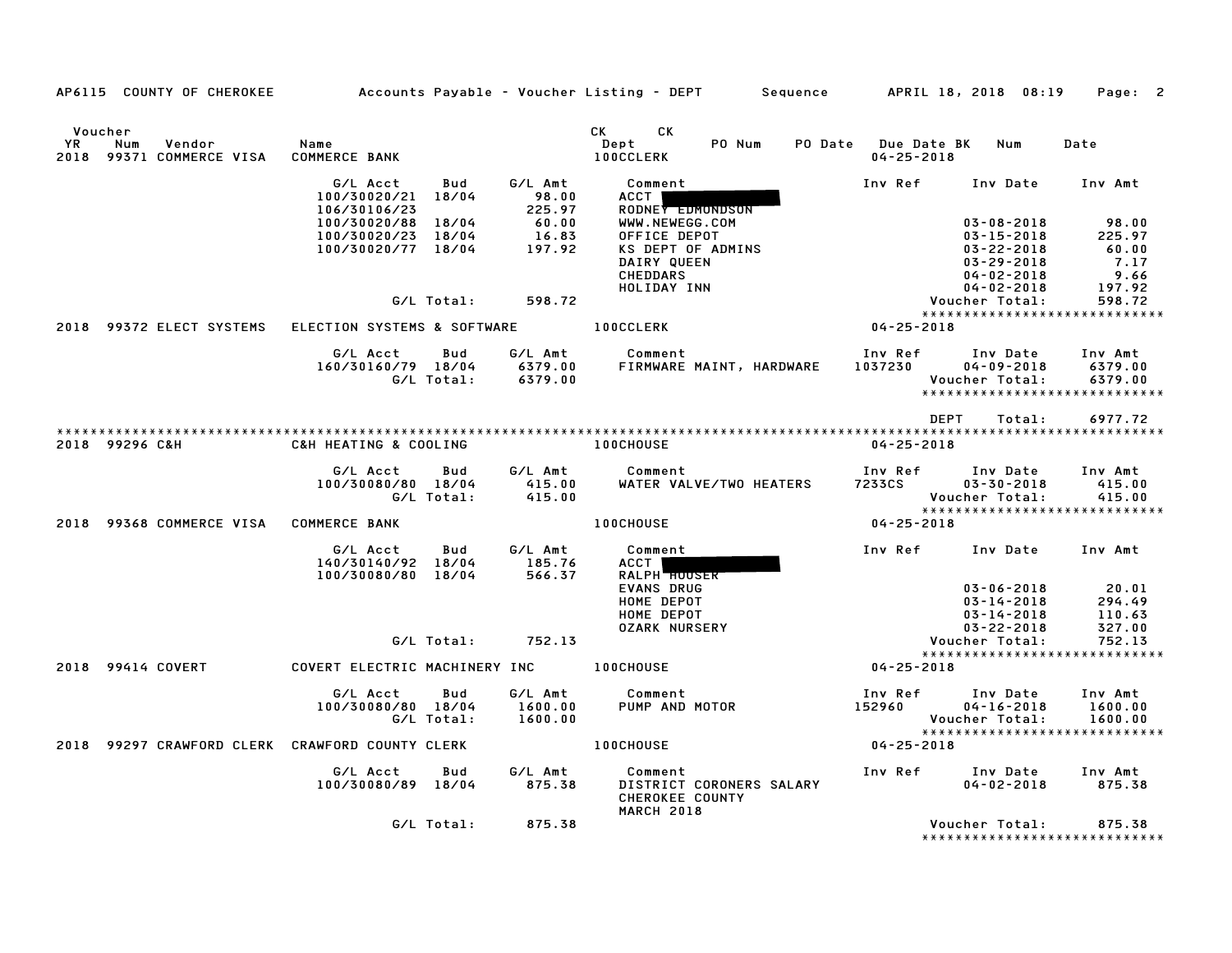AP6115 COUNTY OF CHEROKEE — Accounts Payable - Voucher Listing - DEPT — Sequence — APRIL 18, 2018 08:19

| Voucher YR | Num | Vendor | Name | CK Dept | CK | PO Num | PO Date | Due Date | BK | Num | Date |
|---|---|---|---|---|---|---|---|---|---|---|---|
| 2018 | 99371 | COMMERCE VISA | COMMERCE BANK | 100CCLERK | | | | 04-25-2018 | | | |

| G/L Acct | Bud | G/L Amt | Comment | Inv Ref | Inv Date | Inv Amt |
|---|---|---|---|---|---|---|
| 100/30020/21 | 18/04 | 98.00 | ACCT [REDACTED] | | | |
| 106/30106/23 | | 225.97 | RODNEY EDMONDSON | | | |
| 100/30020/88 | 18/04 | 60.00 | WWW.NEWEGG.COM | | 03-08-2018 | 98.00 |
| 100/30020/23 | 18/04 | 16.83 | OFFICE DEPOT | | 03-15-2018 | 225.97 |
| 100/30020/77 | 18/04 | 197.92 | KS DEPT OF ADMINS | | 03-22-2018 | 60.00 |
| | | | DAIRY QUEEN | | 03-29-2018 | 7.17 |
| | | | CHEDDARS | | 04-02-2018 | 9.66 |
| | | | HOLIDAY INN | | 04-02-2018 | 197.92 |
| | G/L Total: | 598.72 | | | Voucher Total: | 598.72 |

*****************************

| Voucher YR | Num | Vendor | Name | CK Dept | Due Date |
|---|---|---|---|---|---|
| 2018 | 99372 | ELECT SYSTEMS | ELECTION SYSTEMS & SOFTWARE | 100CCLERK | 04-25-2018 |

| G/L Acct | Bud | G/L Amt | Comment | Inv Ref | Inv Date | Inv Amt |
|---|---|---|---|---|---|---|
| 160/30160/79 | 18/04 | 6379.00 | FIRMWARE MAINT, HARDWARE | 1037230 | 04-09-2018 | 6379.00 |
| | G/L Total: | 6379.00 | | | Voucher Total: | 6379.00 |

*****************************

DEPT Total: 6977.72

*****************************

| Voucher YR | Num | Vendor | Name | CK Dept | Due Date |
|---|---|---|---|---|---|
| 2018 | 99296 | C&H | C&H HEATING & COOLING | 100CHOUSE | 04-25-2018 |

| G/L Acct | Bud | G/L Amt | Comment | Inv Ref | Inv Date | Inv Amt |
|---|---|---|---|---|---|---|
| 100/30080/80 | 18/04 | 415.00 | WATER VALVE/TWO HEATERS | 7233CS | 03-30-2018 | 415.00 |
| | G/L Total: | 415.00 | | | Voucher Total: | 415.00 |

*****************************

| Voucher YR | Num | Vendor | Name | CK Dept | Due Date |
|---|---|---|---|---|---|
| 2018 | 99368 | COMMERCE VISA | COMMERCE BANK | 100CHOUSE | 04-25-2018 |

| G/L Acct | Bud | G/L Amt | Comment | Inv Ref | Inv Date | Inv Amt |
|---|---|---|---|---|---|---|
| 140/30140/92 | 18/04 | 185.76 | ACCT [REDACTED] | | | |
| 100/30080/80 | 18/04 | 566.37 | RALPH HOUSER | | | |
| | | | EVANS DRUG | | 03-06-2018 | 20.01 |
| | | | HOME DEPOT | | 03-14-2018 | 294.49 |
| | | | HOME DEPOT | | 03-14-2018 | 110.63 |
| | | | OZARK NURSERY | | 03-22-2018 | 327.00 |
| | G/L Total: | 752.13 | | | Voucher Total: | 752.13 |

*****************************

| Voucher YR | Num | Vendor | Name | CK Dept | Due Date |
|---|---|---|---|---|---|
| 2018 | 99414 | COVERT | COVERT ELECTRIC MACHINERY INC | 100CHOUSE | 04-25-2018 |

| G/L Acct | Bud | G/L Amt | Comment | Inv Ref | Inv Date | Inv Amt |
|---|---|---|---|---|---|---|
| 100/30080/80 | 18/04 | 1600.00 | PUMP AND MOTOR | 152960 | 04-16-2018 | 1600.00 |
| | G/L Total: | 1600.00 | | | Voucher Total: | 1600.00 |

*****************************

| Voucher YR | Num | Vendor | Name | CK Dept | Due Date |
|---|---|---|---|---|---|
| 2018 | 99297 | CRAWFORD CLERK | CRAWFORD COUNTY CLERK | 100CHOUSE | 04-25-2018 |

| G/L Acct | Bud | G/L Amt | Comment | Inv Ref | Inv Date | Inv Amt |
|---|---|---|---|---|---|---|
| 100/30080/89 | 18/04 | 875.38 | DISTRICT CORONERS SALARY | | 04-02-2018 | 875.38 |
| | | | CHEROKEE COUNTY | | | |
| | | | MARCH 2018 | | | |
| | G/L Total: | 875.38 | | | Voucher Total: | 875.38 |

*****************************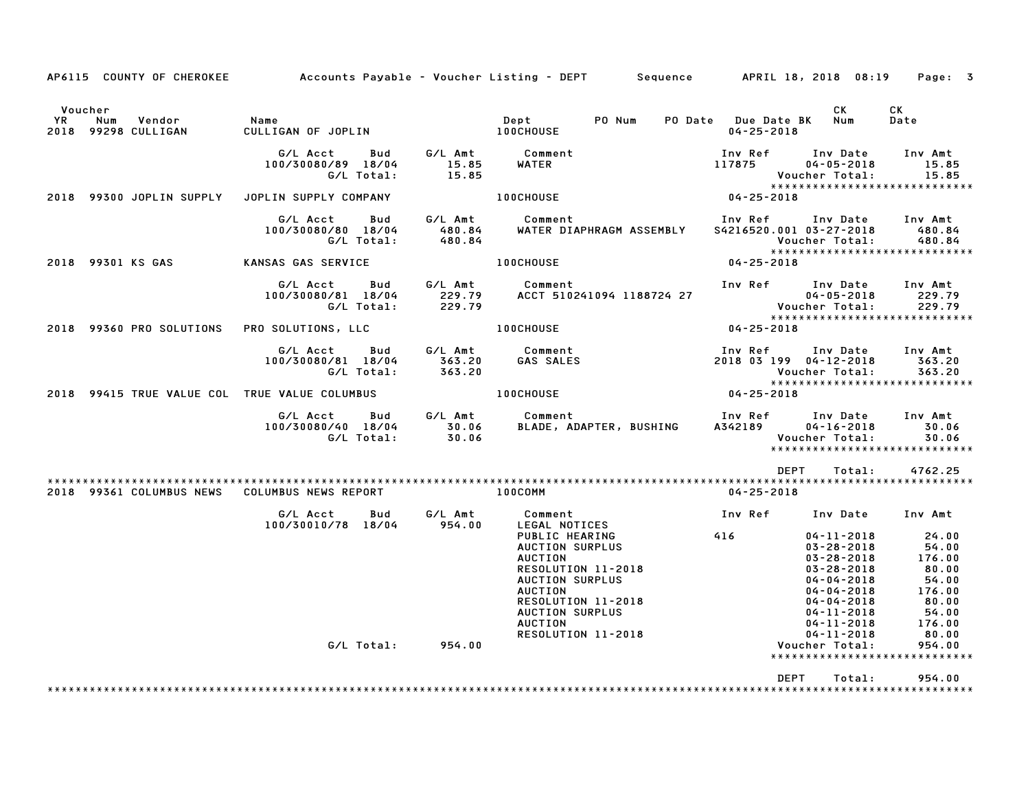AP6115 COUNTY OF CHEROKEE — Accounts Payable - Voucher Listing - DEPT — Sequence — APRIL 18, 2018 08:19

| Voucher YR | Num | Vendor | Name | Dept | PO Num | PO Date | Due Date BK | CK Num | CK Date |
|---|---|---|---|---|---|---|---|---|---|
| 2018 | 99298 | CULLIGAN | CULLIGAN OF JOPLIN | 100CHOUSE | | | 04-25-2018 | | |

| G/L Acct | Bud | G/L Amt | Comment | Inv Ref | Inv Date | Inv Amt |
|---|---|---|---|---|---|---|
| 100/30080/89 | 18/04 | 15.85 | WATER | 117875 | 04-05-2018 | 15.85 |
| | G/L Total: | 15.85 | | | Voucher Total: | 15.85 |

****************************

| Voucher YR | Num | Vendor | Name | Dept | Due Date BK |
|---|---|---|---|---|---|
| 2018 | 99300 | JOPLIN SUPPLY | JOPLIN SUPPLY COMPANY | 100CHOUSE | 04-25-2018 |

| G/L Acct | Bud | G/L Amt | Comment | Inv Ref | Inv Date | Inv Amt |
|---|---|---|---|---|---|---|
| 100/30080/80 | 18/04 | 480.84 | WATER DIAPHRAGM ASSEMBLY | S4216520.001 | 03-27-2018 | 480.84 |
| | G/L Total: | 480.84 | | | Voucher Total: | 480.84 |

****************************

| Voucher YR | Num | Vendor | Name | Dept | Due Date BK |
|---|---|---|---|---|---|
| 2018 | 99301 | KS GAS | KANSAS GAS SERVICE | 100CHOUSE | 04-25-2018 |

| G/L Acct | Bud | G/L Amt | Comment | Inv Ref | Inv Date | Inv Amt |
|---|---|---|---|---|---|---|
| 100/30080/81 | 18/04 | 229.79 | ACCT 510241094 1188724 27 | | 04-05-2018 | 229.79 |
| | G/L Total: | 229.79 | | | Voucher Total: | 229.79 |

****************************

| Voucher YR | Num | Vendor | Name | Dept | Due Date BK |
|---|---|---|---|---|---|
| 2018 | 99360 | PRO SOLUTIONS | PRO SOLUTIONS, LLC | 100CHOUSE | 04-25-2018 |

| G/L Acct | Bud | G/L Amt | Comment | Inv Ref | Inv Date | Inv Amt |
|---|---|---|---|---|---|---|
| 100/30080/81 | 18/04 | 363.20 | GAS SALES | 2018 03 199 | 04-12-2018 | 363.20 |
| | G/L Total: | 363.20 | | | Voucher Total: | 363.20 |

****************************

| Voucher YR | Num | Vendor | Name | Dept | Due Date BK |
|---|---|---|---|---|---|
| 2018 | 99415 | TRUE VALUE COL | TRUE VALUE COLUMBUS | 100CHOUSE | 04-25-2018 |

| G/L Acct | Bud | G/L Amt | Comment | Inv Ref | Inv Date | Inv Amt |
|---|---|---|---|---|---|---|
| 100/30080/40 | 18/04 | 30.06 | BLADE, ADAPTER, BUSHING | A342189 | 04-16-2018 | 30.06 |
| | G/L Total: | 30.06 | | | Voucher Total: | 30.06 |

****************************

DEPT Total: 4762.25

****************************

| Voucher YR | Num | Vendor | Name | Dept | Due Date BK |
|---|---|---|---|---|---|
| 2018 | 99361 | COLUMBUS NEWS | COLUMBUS NEWS REPORT | 100COMM | 04-25-2018 |

| G/L Acct | Bud | G/L Amt | Comment | Inv Ref | Inv Date | Inv Amt |
|---|---|---|---|---|---|---|
| 100/30010/78 | 18/04 | 954.00 | LEGAL NOTICES | | | |
| | | | PUBLIC HEARING | 416 | 04-11-2018 | 24.00 |
| | | | AUCTION SURPLUS | | 03-28-2018 | 54.00 |
| | | | AUCTION | | 03-28-2018 | 176.00 |
| | | | RESOLUTION 11-2018 | | 03-28-2018 | 80.00 |
| | | | AUCTION SURPLUS | | 04-04-2018 | 54.00 |
| | | | AUCTION | | 04-04-2018 | 176.00 |
| | | | RESOLUTION 11-2018 | | 04-04-2018 | 80.00 |
| | | | AUCTION SURPLUS | | 04-11-2018 | 54.00 |
| | | | AUCTION | | 04-11-2018 | 176.00 |
| | | | RESOLUTION 11-2018 | | 04-11-2018 | 80.00 |
| | G/L Total: | 954.00 | | | Voucher Total: | 954.00 |

****************************

DEPT Total: 954.00

****************************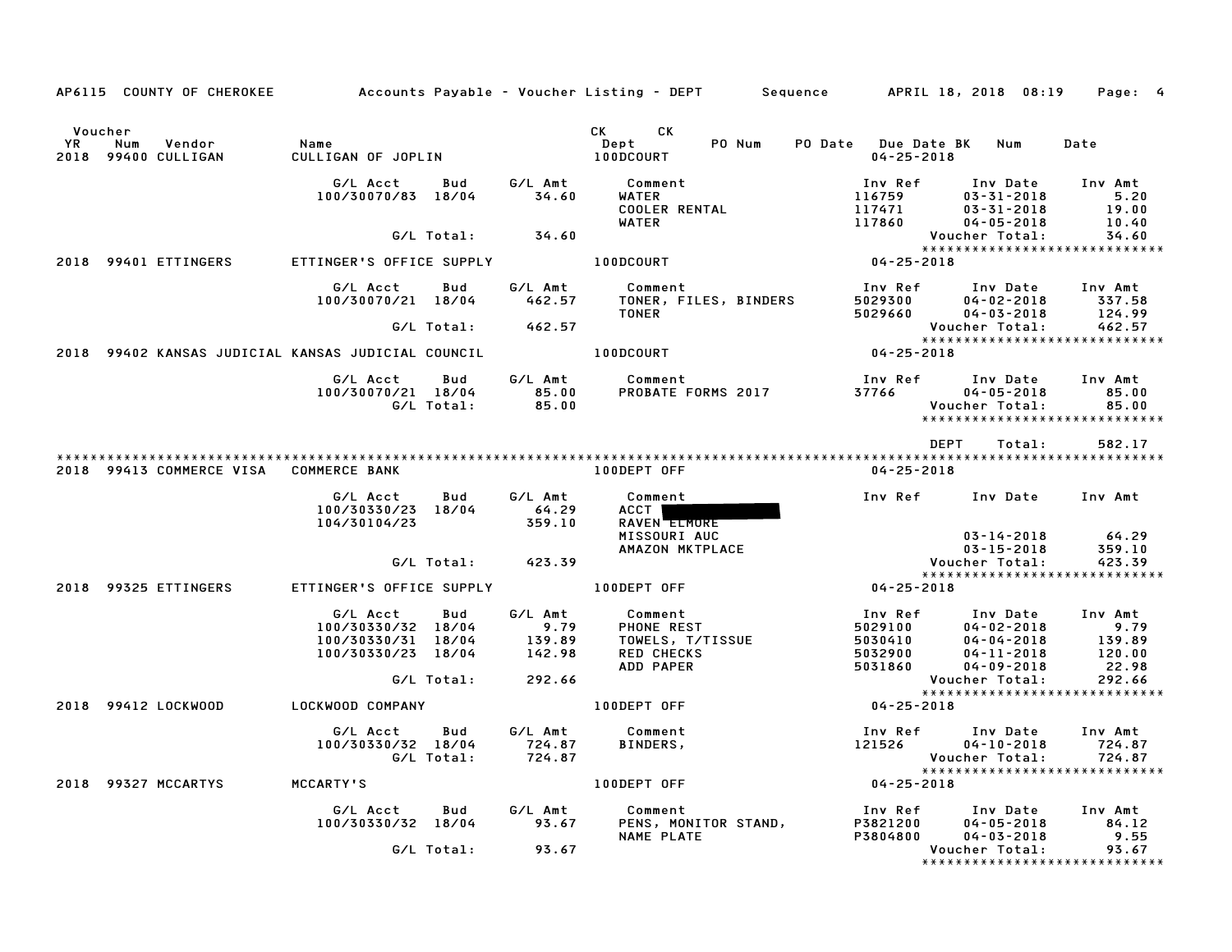AP6115 COUNTY OF CHEROKEE — Accounts Payable - Voucher Listing - DEPT — Sequence — APRIL 18, 2018 08:19

| Voucher YR | Num | Vendor | Name | CK Dept | CK PO Num | PO Date | Due Date BK | Num | Date |
|---|---|---|---|---|---|---|---|---|---|
| 2018 | 99400 | CULLIGAN | CULLIGAN OF JOPLIN | 100DCOURT | | | 04-25-2018 | | |

| G/L Acct | Bud | G/L Amt | Comment | Inv Ref | Inv Date | Inv Amt |
|---|---|---|---|---|---|---|
| 100/30070/83 | 18/04 | 34.60 | WATER | 116759 | 03-31-2018 | 5.20 |
| | | | COOLER RENTAL | 117471 | 03-31-2018 | 19.00 |
| | | | WATER | 117860 | 04-05-2018 | 10.40 |
| | G/L Total: | 34.60 | | | Voucher Total: | 34.60 |

*****************************

2018 99401 ETTINGERS — ETTINGER'S OFFICE SUPPLY — 100DCOURT — 04-25-2018

| G/L Acct | Bud | G/L Amt | Comment | Inv Ref | Inv Date | Inv Amt |
|---|---|---|---|---|---|---|
| 100/30070/21 | 18/04 | 462.57 | TONER, FILES, BINDERS | 5029300 | 04-02-2018 | 337.58 |
| | | | TONER | 5029660 | 04-03-2018 | 124.99 |
| | G/L Total: | 462.57 | | | Voucher Total: | 462.57 |

*****************************

2018 99402 KANSAS JUDICIAL — KANSAS JUDICIAL COUNCIL — 100DCOURT — 04-25-2018

| G/L Acct | Bud | G/L Amt | Comment | Inv Ref | Inv Date | Inv Amt |
|---|---|---|---|---|---|---|
| 100/30070/21 | 18/04 | 85.00 | PROBATE FORMS 2017 | 37766 | 04-05-2018 | 85.00 |
| | G/L Total: | 85.00 | | | Voucher Total: | 85.00 |

*****************************

DEPT Total: 582.17

*****************************

2018 99413 COMMERCE VISA — COMMERCE BANK — 100DEPT OFF — 04-25-2018

| G/L Acct | Bud | G/L Amt | Comment | Inv Ref | Inv Date | Inv Amt |
|---|---|---|---|---|---|---|
| 100/30330/23 | 18/04 | 64.29 | ACCT [REDACTED] | | | |
| 104/30104/23 | | 359.10 | RAVEN ELMORE | | | |
| | | | MISSOURI AUC | | 03-14-2018 | 64.29 |
| | | | AMAZON MKTPLACE | | 03-15-2018 | 359.10 |
| | G/L Total: | 423.39 | | | Voucher Total: | 423.39 |

*****************************

2018 99325 ETTINGERS — ETTINGER'S OFFICE SUPPLY — 100DEPT OFF — 04-25-2018

| G/L Acct | Bud | G/L Amt | Comment | Inv Ref | Inv Date | Inv Amt |
|---|---|---|---|---|---|---|
| 100/30330/32 | 18/04 | 9.79 | PHONE REST | 5029100 | 04-02-2018 | 9.79 |
| 100/30330/31 | 18/04 | 139.89 | TOWELS, T/TISSUE | 5030410 | 04-04-2018 | 139.89 |
| 100/30330/23 | 18/04 | 142.98 | RED CHECKS | 5032900 | 04-11-2018 | 120.00 |
| | | | ADD PAPER | 5031860 | 04-09-2018 | 22.98 |
| | G/L Total: | 292.66 | | | Voucher Total: | 292.66 |

*****************************

2018 99412 LOCKWOOD — LOCKWOOD COMPANY — 100DEPT OFF — 04-25-2018

| G/L Acct | Bud | G/L Amt | Comment | Inv Ref | Inv Date | Inv Amt |
|---|---|---|---|---|---|---|
| 100/30330/32 | 18/04 | 724.87 | BINDERS, | 121526 | 04-10-2018 | 724.87 |
| | G/L Total: | 724.87 | | | Voucher Total: | 724.87 |

*****************************

2018 99327 MCCARTYS — MCCARTY'S — 100DEPT OFF — 04-25-2018

| G/L Acct | Bud | G/L Amt | Comment | Inv Ref | Inv Date | Inv Amt |
|---|---|---|---|---|---|---|
| 100/30330/32 | 18/04 | 93.67 | PENS, MONITOR STAND, | P3821200 | 04-05-2018 | 84.12 |
| | | | NAME PLATE | P3804800 | 04-03-2018 | 9.55 |
| | G/L Total: | 93.67 | | | Voucher Total: | 93.67 |

*****************************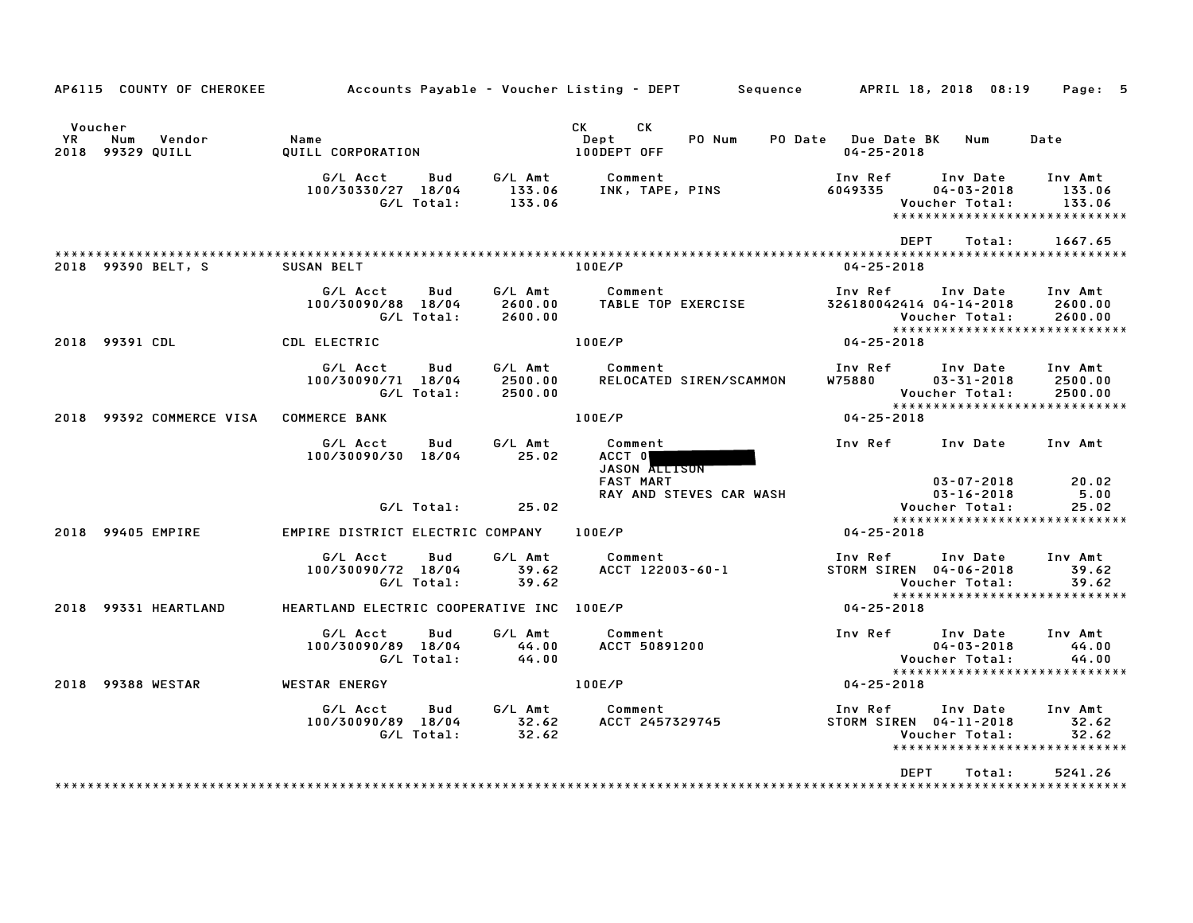AP6115 COUNTY OF CHEROKEE — Accounts Payable - Voucher Listing - DEPT — Sequence — APRIL 18, 2018 08:19

| Voucher YR | Num | Vendor | Name | CK Dept | CK | PO Num | PO Date | Due Date BK | Num | Date |
|---|---|---|---|---|---|---|---|---|---|---|
| 2018 | 99329 | QUILL | QUILL CORPORATION | 100DEPT OFF | | | | 04-25-2018 | | |

| G/L Acct | Bud | G/L Amt | Comment | Inv Ref | Inv Date | Inv Amt |
|---|---|---|---|---|---|---|
| 100/30330/27 | 18/04 | 133.06 | INK, TAPE, PINS | 6049335 | 04-03-2018 | 133.06 |
| | G/L Total: | 133.06 | | | Voucher Total: | 133.06 |

DEPT Total: 1667.65

**2018 99390 BELT, S — SUSAN BELT — 100E/P — 04-25-2018**

| G/L Acct | Bud | G/L Amt | Comment | Inv Ref | Inv Date | Inv Amt |
|---|---|---|---|---|---|---|
| 100/30090/88 | 18/04 | 2600.00 | TABLE TOP EXERCISE | 326180042414 | 04-14-2018 | 2600.00 |
| | G/L Total: | 2600.00 | | | Voucher Total: | 2600.00 |

**2018 99391 CDL — CDL ELECTRIC — 100E/P — 04-25-2018**

| G/L Acct | Bud | G/L Amt | Comment | Inv Ref | Inv Date | Inv Amt |
|---|---|---|---|---|---|---|
| 100/30090/71 | 18/04 | 2500.00 | RELOCATED SIREN/SCAMMON | W75880 | 03-31-2018 | 2500.00 |
| | G/L Total: | 2500.00 | | | Voucher Total: | 2500.00 |

**2018 99392 COMMERCE VISA — COMMERCE BANK — 100E/P — 04-25-2018**

| G/L Acct | Bud | G/L Amt | Comment | Inv Ref | Inv Date | Inv Amt |
|---|---|---|---|---|---|---|
| 100/30090/30 | 18/04 | 25.02 | ACCT 0[REDACTED] | | | |
| | | | JASON ALLISON | | | |
| | | | FAST MART | | 03-07-2018 | 20.02 |
| | | | RAY AND STEVES CAR WASH | | 03-16-2018 | 5.00 |
| | G/L Total: | 25.02 | | | Voucher Total: | 25.02 |

**2018 99405 EMPIRE — EMPIRE DISTRICT ELECTRIC COMPANY — 100E/P — 04-25-2018**

| G/L Acct | Bud | G/L Amt | Comment | Inv Ref | Inv Date | Inv Amt |
|---|---|---|---|---|---|---|
| 100/30090/72 | 18/04 | 39.62 | ACCT 122003-60-1 | STORM SIREN | 04-06-2018 | 39.62 |
| | G/L Total: | 39.62 | | | Voucher Total: | 39.62 |

**2018 99331 HEARTLAND — HEARTLAND ELECTRIC COOPERATIVE INC — 100E/P — 04-25-2018**

| G/L Acct | Bud | G/L Amt | Comment | Inv Ref | Inv Date | Inv Amt |
|---|---|---|---|---|---|---|
| 100/30090/89 | 18/04 | 44.00 | ACCT 50891200 | | 04-03-2018 | 44.00 |
| | G/L Total: | 44.00 | | | Voucher Total: | 44.00 |

**2018 99388 WESTAR — WESTAR ENERGY — 100E/P — 04-25-2018**

| G/L Acct | Bud | G/L Amt | Comment | Inv Ref | Inv Date | Inv Amt |
|---|---|---|---|---|---|---|
| 100/30090/89 | 18/04 | 32.62 | ACCT 2457329745 | STORM SIREN | 04-11-2018 | 32.62 |
| | G/L Total: | 32.62 | | | Voucher Total: | 32.62 |

DEPT Total: 5241.26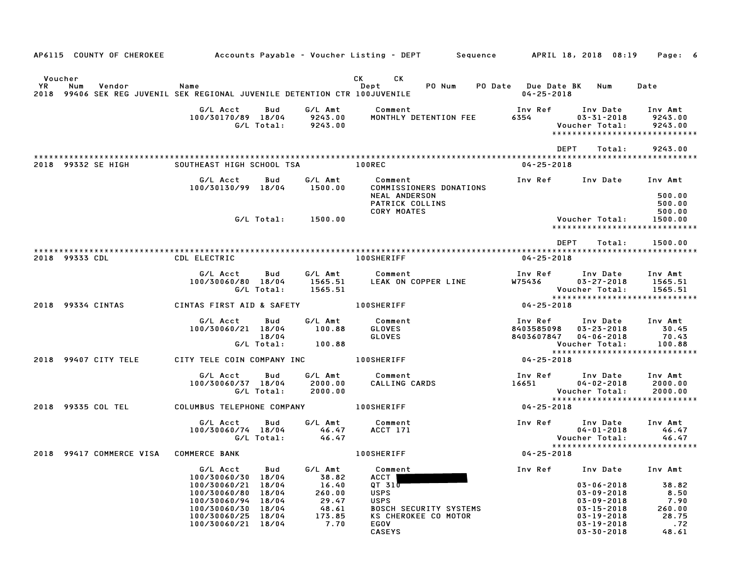AP6115 COUNTY OF CHEROKEE — Accounts Payable - Voucher Listing - DEPT — Sequence — APRIL 18, 2018 08:19

| Voucher YR | Num | Vendor | Name | CK Dept | CK | PO Num | PO Date | Due Date | BK | Num | Date |
|---|---|---|---|---|---|---|---|---|---|---|---|
| 2018 | 99406 | SEK REG JUVENIL | SEK REGIONAL JUVENILE DETENTION CTR | 100JUVENILE | | | | 04-25-2018 | | | |

| G/L Acct | Bud | G/L Amt | Comment | Inv Ref | Inv Date | Inv Amt |
|---|---|---|---|---|---|---|
| 100/30170/89 | 18/04 | 9243.00 | MONTHLY DETENTION FEE | 6354 | 03-31-2018 | 9243.00 |
| | G/L Total: | 9243.00 | | | Voucher Total: | 9243.00 |

DEPT Total: 9243.00

| Voucher YR | Num | Vendor | Name | CK Dept | Due Date |
|---|---|---|---|---|---|
| 2018 | 99332 | SE HIGH | SOUTHEAST HIGH SCHOOL TSA | 100REC | 04-25-2018 |

| G/L Acct | Bud | G/L Amt | Comment | Inv Ref | Inv Date | Inv Amt |
|---|---|---|---|---|---|---|
| 100/30130/99 | 18/04 | 1500.00 | COMMISSIONERS DONATIONS | | | |
| | | | NEAL ANDERSON | | | 500.00 |
| | | | PATRICK COLLINS | | | 500.00 |
| | | | CORY MOATES | | | 500.00 |
| | G/L Total: | 1500.00 | | | Voucher Total: | 1500.00 |

DEPT Total: 1500.00

| Voucher YR | Num | Vendor | Name | CK Dept | Due Date |
|---|---|---|---|---|---|
| 2018 | 99333 | CDL | CDL ELECTRIC | 100SHERIFF | 04-25-2018 |

| G/L Acct | Bud | G/L Amt | Comment | Inv Ref | Inv Date | Inv Amt |
|---|---|---|---|---|---|---|
| 100/30060/80 | 18/04 | 1565.51 | LEAK ON COPPER LINE | W75436 | 03-27-2018 | 1565.51 |
| | G/L Total: | 1565.51 | | | Voucher Total: | 1565.51 |

| Voucher YR | Num | Vendor | Name | CK Dept | Due Date |
|---|---|---|---|---|---|
| 2018 | 99334 | CINTAS | CINTAS FIRST AID & SAFETY | 100SHERIFF | 04-25-2018 |

| G/L Acct | Bud | G/L Amt | Comment | Inv Ref | Inv Date | Inv Amt |
|---|---|---|---|---|---|---|
| 100/30060/21 | 18/04 | 100.88 | GLOVES | 8403585098 | 03-23-2018 | 30.45 |
| | 18/04 | | GLOVES | 8403607847 | 04-06-2018 | 70.43 |
| | G/L Total: | 100.88 | | | Voucher Total: | 100.88 |

| Voucher YR | Num | Vendor | Name | CK Dept | Due Date |
|---|---|---|---|---|---|
| 2018 | 99407 | CITY TELE | CITY TELE COIN COMPANY INC | 100SHERIFF | 04-25-2018 |

| G/L Acct | Bud | G/L Amt | Comment | Inv Ref | Inv Date | Inv Amt |
|---|---|---|---|---|---|---|
| 100/30060/37 | 18/04 | 2000.00 | CALLING CARDS | 16651 | 04-02-2018 | 2000.00 |
| | G/L Total: | 2000.00 | | | Voucher Total: | 2000.00 |

| Voucher YR | Num | Vendor | Name | CK Dept | Due Date |
|---|---|---|---|---|---|
| 2018 | 99335 | COL TEL | COLUMBUS TELEPHONE COMPANY | 100SHERIFF | 04-25-2018 |

| G/L Acct | Bud | G/L Amt | Comment | Inv Ref | Inv Date | Inv Amt |
|---|---|---|---|---|---|---|
| 100/30060/74 | 18/04 | 46.47 | ACCT 171 | | 04-01-2018 | 46.47 |
| | G/L Total: | 46.47 | | | Voucher Total: | 46.47 |

| Voucher YR | Num | Vendor | Name | CK Dept | Due Date |
|---|---|---|---|---|---|
| 2018 | 99417 | COMMERCE VISA | COMMERCE BANK | 100SHERIFF | 04-25-2018 |

| G/L Acct | Bud | G/L Amt | Comment | Inv Ref | Inv Date | Inv Amt |
|---|---|---|---|---|---|---|
| 100/30060/30 | 18/04 | 38.82 | ACCT [REDACTED] | | | |
| 100/30060/21 | 18/04 | 16.40 | QT 310 | | 03-06-2018 | 38.82 |
| 100/30060/80 | 18/04 | 260.00 | USPS | | 03-09-2018 | 8.50 |
| 100/30060/94 | 18/04 | 29.47 | USPS | | 03-09-2018 | 7.90 |
| 100/30060/30 | 18/04 | 48.61 | BOSCH SECURITY SYSTEMS | | 03-15-2018 | 260.00 |
| 100/30060/25 | 18/04 | 173.85 | KS CHEROKEE CO MOTOR | | 03-19-2018 | 28.75 |
| 100/30060/21 | 18/04 | 7.70 | EGOV | | 03-19-2018 | .72 |
| | | | CASEYS | | 03-30-2018 | 48.61 |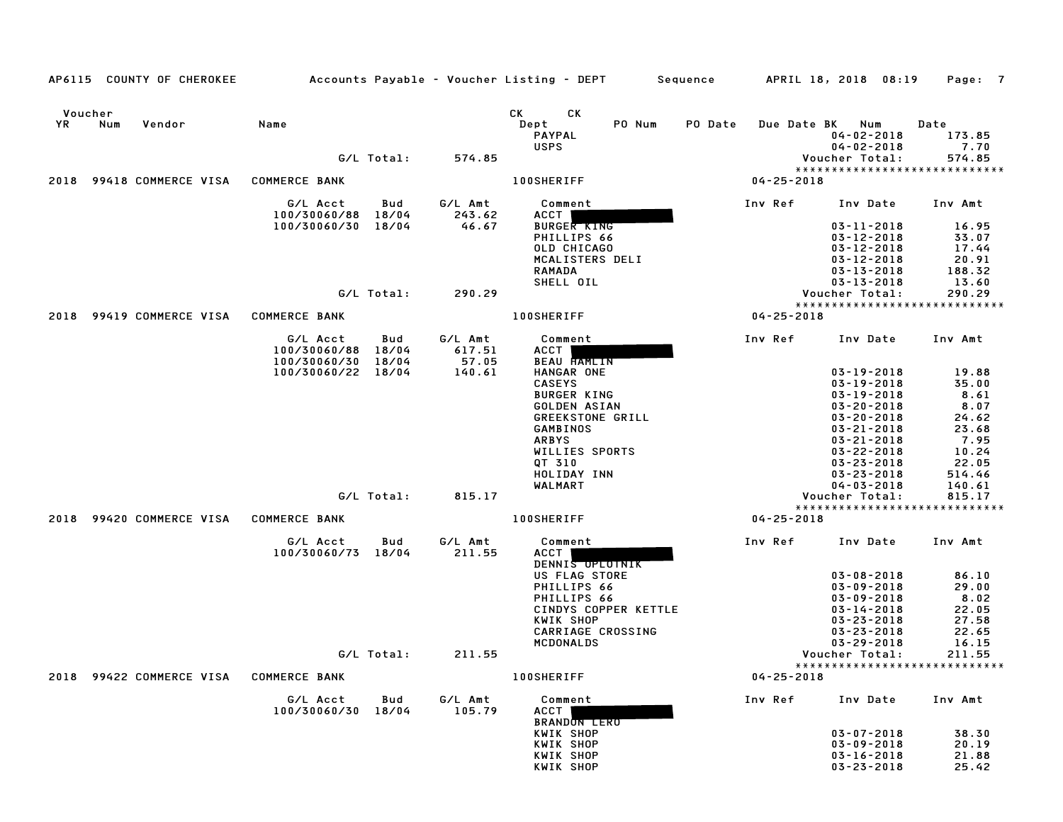AP6115 COUNTY OF CHEROKEE — Accounts Payable - Voucher Listing - DEPT — Sequence — APRIL 18, 2018 08:19

| Voucher YR | Num | Vendor | Name | | | CK Dept | CK PO Num | PO Date | Due Date BK | Num | Date |
|---|---|---|---|---|---|---|---|---|---|---|---|
| | | | | | | PAYPAL | | | | 04-02-2018 | 173.85 |
| | | | | | | USPS | | | | 04-02-2018 | 7.70 |
| | | | G/L Total: | | 574.85 | | | | | Voucher Total: | 574.85 |

*****************************

**2018 99418 COMMERCE VISA — COMMERCE BANK — 100SHERIFF — 04-25-2018**

| G/L Acct | Bud | G/L Amt | Comment | Inv Ref | Inv Date | Inv Amt |
|---|---|---|---|---|---|---|
| 100/30060/88 | 18/04 | 243.62 | ACCT | | | |
| 100/30060/30 | 18/04 | 46.67 | BURGER KING | | 03-11-2018 | 16.95 |
| | | | PHILLIPS 66 | | 03-12-2018 | 33.07 |
| | | | OLD CHICAGO | | 03-12-2018 | 17.44 |
| | | | MCALISTERS DELI | | 03-12-2018 | 20.91 |
| | | | RAMADA | | 03-13-2018 | 188.32 |
| | | | SHELL OIL | | 03-13-2018 | 13.60 |
| G/L Total: | | 290.29 | | | Voucher Total: | 290.29 |

*****************************

**2018 99419 COMMERCE VISA — COMMERCE BANK — 100SHERIFF — 04-25-2018**

| G/L Acct | Bud | G/L Amt | Comment | Inv Ref | Inv Date | Inv Amt |
|---|---|---|---|---|---|---|
| 100/30060/88 | 18/04 | 617.51 | ACCT | | | |
| 100/30060/30 | 18/04 | 57.05 | BEAU HAMLIN | | | |
| 100/30060/22 | 18/04 | 140.61 | HANGAR ONE | | 03-19-2018 | 19.88 |
| | | | CASEYS | | 03-19-2018 | 35.00 |
| | | | BURGER KING | | 03-19-2018 | 8.61 |
| | | | GOLDEN ASIAN | | 03-20-2018 | 8.07 |
| | | | GREEKSTONE GRILL | | 03-20-2018 | 24.62 |
| | | | GAMBINOS | | 03-21-2018 | 23.68 |
| | | | ARBYS | | 03-21-2018 | 7.95 |
| | | | WILLIES SPORTS | | 03-22-2018 | 10.24 |
| | | | QT 310 | | 03-23-2018 | 22.05 |
| | | | HOLIDAY INN | | 03-23-2018 | 514.46 |
| | | | WALMART | | 04-03-2018 | 140.61 |
| G/L Total: | | 815.17 | | | Voucher Total: | 815.17 |

*****************************

**2018 99420 COMMERCE VISA — COMMERCE BANK — 100SHERIFF — 04-25-2018**

| G/L Acct | Bud | G/L Amt | Comment | Inv Ref | Inv Date | Inv Amt |
|---|---|---|---|---|---|---|
| 100/30060/73 | 18/04 | 211.55 | ACCT | | | |
| | | | DENNIS OPLOTNIK | | | |
| | | | US FLAG STORE | | 03-08-2018 | 86.10 |
| | | | PHILLIPS 66 | | 03-09-2018 | 29.00 |
| | | | PHILLIPS 66 | | 03-09-2018 | 8.02 |
| | | | CINDYS COPPER KETTLE | | 03-14-2018 | 22.05 |
| | | | KWIK SHOP | | 03-23-2018 | 27.58 |
| | | | CARRIAGE CROSSING | | 03-23-2018 | 22.65 |
| | | | MCDONALDS | | 03-29-2018 | 16.15 |
| G/L Total: | | 211.55 | | | Voucher Total: | 211.55 |

*****************************

**2018 99422 COMMERCE VISA — COMMERCE BANK — 100SHERIFF — 04-25-2018**

| G/L Acct | Bud | G/L Amt | Comment | Inv Ref | Inv Date | Inv Amt |
|---|---|---|---|---|---|---|
| 100/30060/30 | 18/04 | 105.79 | ACCT | | | |
| | | | BRANDON LERO | | | |
| | | | KWIK SHOP | | 03-07-2018 | 38.30 |
| | | | KWIK SHOP | | 03-09-2018 | 20.19 |
| | | | KWIK SHOP | | 03-16-2018 | 21.88 |
| | | | KWIK SHOP | | 03-23-2018 | 25.42 |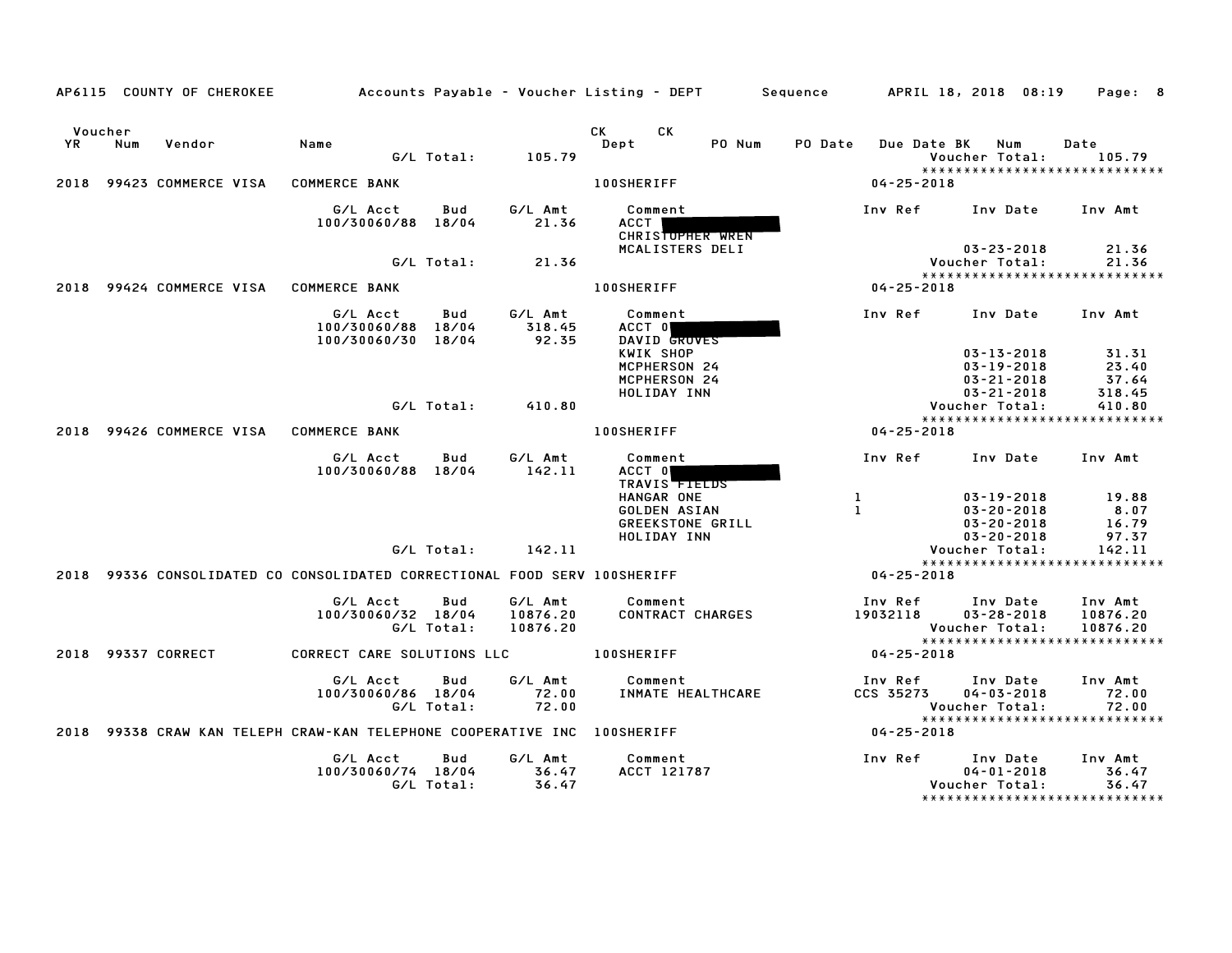AP6115 COUNTY OF CHEROKEE — Accounts Payable - Voucher Listing - DEPT — Sequence — APRIL 18, 2018 08:19

| Voucher YR | Num | Vendor | Name | CK Dept | CK | PO Num | PO Date | Due Date BK | Num | Date |
|---|---|---|---|---|---|---|---|---|---|---|

G/L Total: 105.79 — Voucher Total: 105.79

******************************

## 2018 99423 COMMERCE VISA — COMMERCE BANK — 100SHERIFF — 04-25-2018

| G/L Acct | Bud | G/L Amt | Comment | Inv Ref | Inv Date | Inv Amt |
|---|---|---|---|---|---|---|
| 100/30060/88 | 18/04 | 21.36 | ACCT [REDACTED] | | | |
| | | | CHRISTOPHER WREN | | | |
| | | | MCALISTERS DELI | | 03-23-2018 | 21.36 |
| G/L Total: | | 21.36 | | | Voucher Total: | 21.36 |

******************************

## 2018 99424 COMMERCE VISA — COMMERCE BANK — 100SHERIFF — 04-25-2018

| G/L Acct | Bud | G/L Amt | Comment | Inv Ref | Inv Date | Inv Amt |
|---|---|---|---|---|---|---|
| 100/30060/88 | 18/04 | 318.45 | ACCT 0[REDACTED] | | | |
| 100/30060/30 | 18/04 | 92.35 | DAVID GROVES | | | |
| | | | KWIK SHOP | | 03-13-2018 | 31.31 |
| | | | MCPHERSON 24 | | 03-19-2018 | 23.40 |
| | | | MCPHERSON 24 | | 03-21-2018 | 37.64 |
| | | | HOLIDAY INN | | 03-21-2018 | 318.45 |
| G/L Total: | | 410.80 | | | Voucher Total: | 410.80 |

******************************

## 2018 99426 COMMERCE VISA — COMMERCE BANK — 100SHERIFF — 04-25-2018

| G/L Acct | Bud | G/L Amt | Comment | Inv Ref | Inv Date | Inv Amt |
|---|---|---|---|---|---|---|
| 100/30060/88 | 18/04 | 142.11 | ACCT 0[REDACTED] | | | |
| | | | TRAVIS FIELDS | | | |
| | | | HANGAR ONE | 1 | 03-19-2018 | 19.88 |
| | | | GOLDEN ASIAN | 1 | 03-20-2018 | 8.07 |
| | | | GREEKSTONE GRILL | | 03-20-2018 | 16.79 |
| | | | HOLIDAY INN | | 03-20-2018 | 97.37 |
| G/L Total: | | 142.11 | | | Voucher Total: | 142.11 |

******************************

## 2018 99336 CONSOLIDATED CO — CONSOLIDATED CORRECTIONAL FOOD SERV — 100SHERIFF — 04-25-2018

| G/L Acct | Bud | G/L Amt | Comment | Inv Ref | Inv Date | Inv Amt |
|---|---|---|---|---|---|---|
| 100/30060/32 | 18/04 | 10876.20 | CONTRACT CHARGES | 19032118 | 03-28-2018 | 10876.20 |
| G/L Total: | | 10876.20 | | | Voucher Total: | 10876.20 |

******************************

## 2018 99337 CORRECT — CORRECT CARE SOLUTIONS LLC — 100SHERIFF — 04-25-2018

| G/L Acct | Bud | G/L Amt | Comment | Inv Ref | Inv Date | Inv Amt |
|---|---|---|---|---|---|---|
| 100/30060/86 | 18/04 | 72.00 | INMATE HEALTHCARE | CCS 35273 | 04-03-2018 | 72.00 |
| G/L Total: | | 72.00 | | | Voucher Total: | 72.00 |

******************************

## 2018 99338 CRAW KAN TELEPH — CRAW-KAN TELEPHONE COOPERATIVE INC — 100SHERIFF — 04-25-2018

| G/L Acct | Bud | G/L Amt | Comment | Inv Ref | Inv Date | Inv Amt |
|---|---|---|---|---|---|---|
| 100/30060/74 | 18/04 | 36.47 | ACCT 121787 | | 04-01-2018 | 36.47 |
| G/L Total: | | 36.47 | | | Voucher Total: | 36.47 |

******************************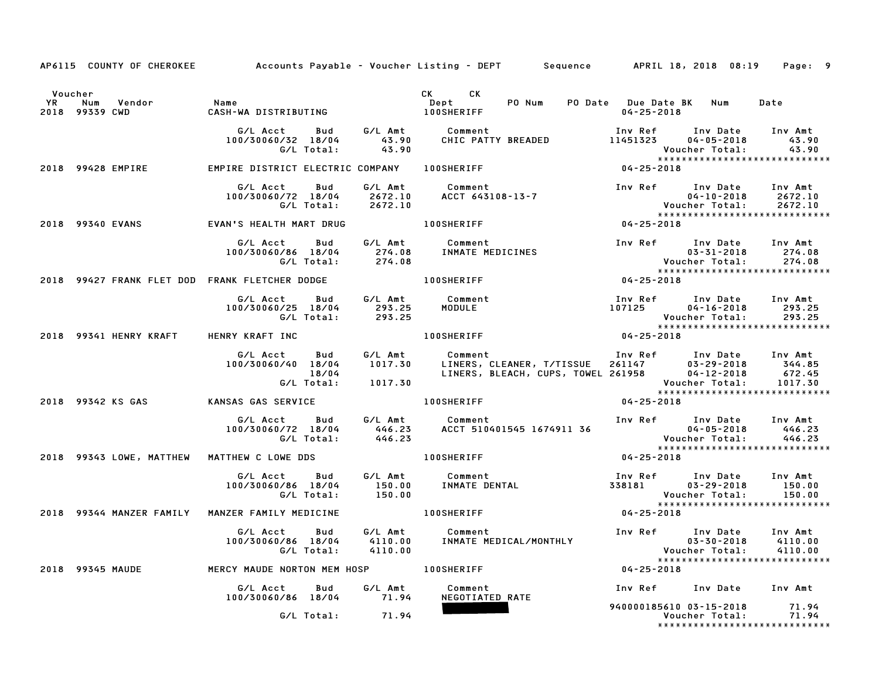AP6115 COUNTY OF CHEROKEE — Accounts Payable - Voucher Listing - DEPT — Sequence — APRIL 18, 2018 08:19 — Page: 9

| Voucher YR | Num | Vendor | Name | CK Dept | CK | PO Num | PO Date | Due Date | BK | Num | Date |
|---|---|---|---|---|---|---|---|---|---|---|---|
| 2018 | 99339 | CWD | CASH-WA DISTRIBUTING | 100SHERIFF | | | | 04-25-2018 | | | |

| G/L Acct | Bud | G/L Amt | Comment | Inv Ref | Inv Date | Inv Amt |
|---|---|---|---|---|---|---|
| 100/30060/32 | 18/04 | 43.90 | CHIC PATTY BREADED | 11451323 | 04-05-2018 | 43.90 |
| | G/L Total: | 43.90 | | | Voucher Total: | 43.90 |

****************************

2018 99428 EMPIRE — EMPIRE DISTRICT ELECTRIC COMPANY — 100SHERIFF — 04-25-2018

| G/L Acct | Bud | G/L Amt | Comment | Inv Ref | Inv Date | Inv Amt |
|---|---|---|---|---|---|---|
| 100/30060/72 | 18/04 | 2672.10 | ACCT 643108-13-7 | | 04-10-2018 | 2672.10 |
| | G/L Total: | 2672.10 | | | Voucher Total: | 2672.10 |

****************************

2018 99340 EVANS — EVAN'S HEALTH MART DRUG — 100SHERIFF — 04-25-2018

| G/L Acct | Bud | G/L Amt | Comment | Inv Ref | Inv Date | Inv Amt |
|---|---|---|---|---|---|---|
| 100/30060/86 | 18/04 | 274.08 | INMATE MEDICINES | | 03-31-2018 | 274.08 |
| | G/L Total: | 274.08 | | | Voucher Total: | 274.08 |

****************************

2018 99427 FRANK FLET DOD — FRANK FLETCHER DODGE — 100SHERIFF — 04-25-2018

| G/L Acct | Bud | G/L Amt | Comment | Inv Ref | Inv Date | Inv Amt |
|---|---|---|---|---|---|---|
| 100/30060/25 | 18/04 | 293.25 | MODULE | 107125 | 04-16-2018 | 293.25 |
| | G/L Total: | 293.25 | | | Voucher Total: | 293.25 |

****************************

2018 99341 HENRY KRAFT — HENRY KRAFT INC — 100SHERIFF — 04-25-2018

| G/L Acct | Bud | G/L Amt | Comment | Inv Ref | Inv Date | Inv Amt |
|---|---|---|---|---|---|---|
| 100/30060/40 | 18/04 | 1017.30 | LINERS, CLEANER, T/TISSUE | 261147 | 03-29-2018 | 344.85 |
| | 18/04 | | LINERS, BLEACH, CUPS, TOWEL | 261958 | 04-12-2018 | 672.45 |
| | G/L Total: | 1017.30 | | | Voucher Total: | 1017.30 |

****************************

2018 99342 KS GAS — KANSAS GAS SERVICE — 100SHERIFF — 04-25-2018

| G/L Acct | Bud | G/L Amt | Comment | Inv Ref | Inv Date | Inv Amt |
|---|---|---|---|---|---|---|
| 100/30060/72 | 18/04 | 446.23 | ACCT 510401545 1674911 36 | | 04-05-2018 | 446.23 |
| | G/L Total: | 446.23 | | | Voucher Total: | 446.23 |

****************************

2018 99343 LOWE, MATTHEW — MATTHEW C LOWE DDS — 100SHERIFF — 04-25-2018

| G/L Acct | Bud | G/L Amt | Comment | Inv Ref | Inv Date | Inv Amt |
|---|---|---|---|---|---|---|
| 100/30060/86 | 18/04 | 150.00 | INMATE DENTAL | 338181 | 03-29-2018 | 150.00 |
| | G/L Total: | 150.00 | | | Voucher Total: | 150.00 |

****************************

2018 99344 MANZER FAMILY — MANZER FAMILY MEDICINE — 100SHERIFF — 04-25-2018

| G/L Acct | Bud | G/L Amt | Comment | Inv Ref | Inv Date | Inv Amt |
|---|---|---|---|---|---|---|
| 100/30060/86 | 18/04 | 4110.00 | INMATE MEDICAL/MONTHLY | | 03-30-2018 | 4110.00 |
| | G/L Total: | 4110.00 | | | Voucher Total: | 4110.00 |

****************************

2018 99345 MAUDE — MERCY MAUDE NORTON MEM HOSP — 100SHERIFF — 04-25-2018

| G/L Acct | Bud | G/L Amt | Comment | Inv Ref | Inv Date | Inv Amt |
|---|---|---|---|---|---|---|
| 100/30060/86 | 18/04 | 71.94 | NEGOTIATED RATE | 940000185610 | 03-15-2018 | 71.94 |
| | G/L Total: | 71.94 | | | Voucher Total: | 71.94 |

****************************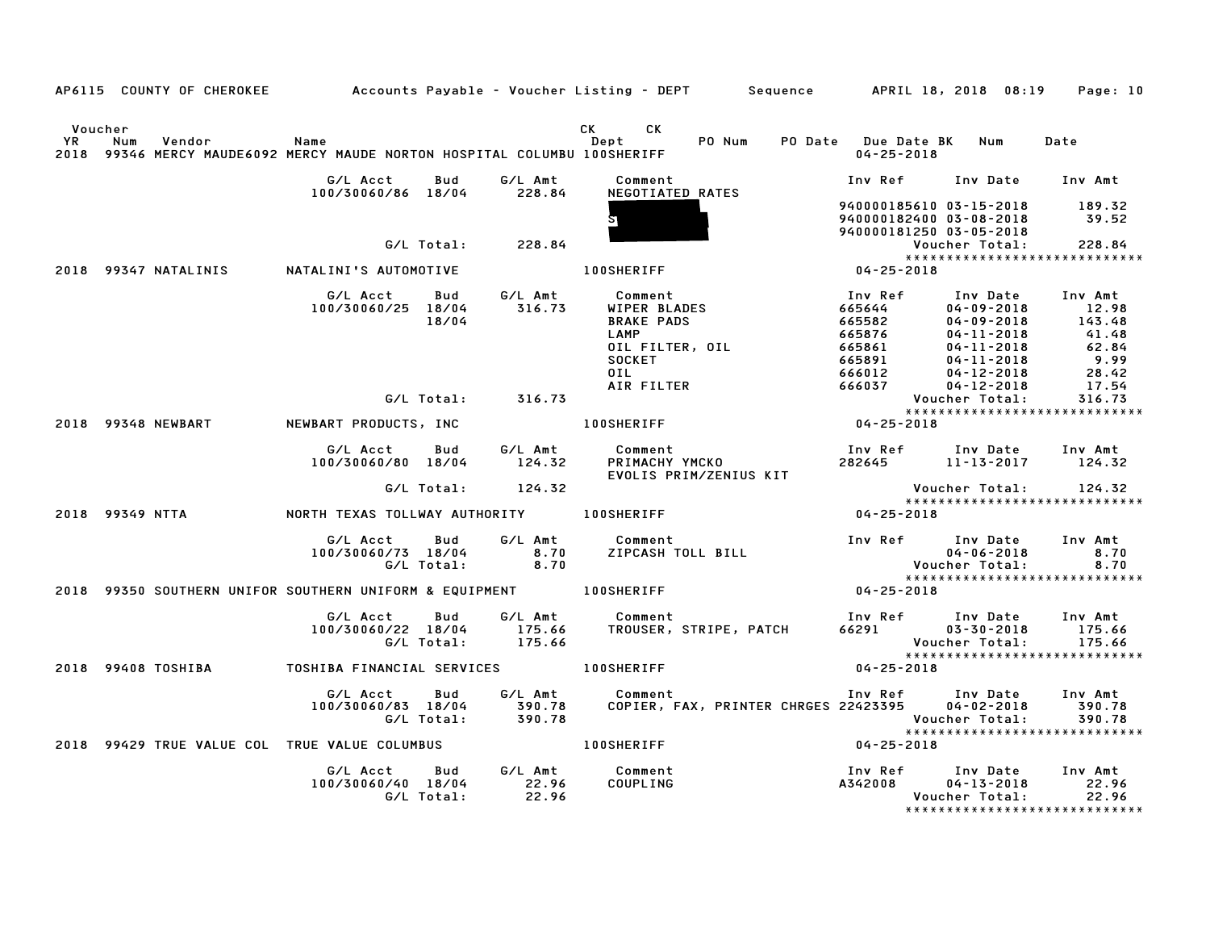AP6115 COUNTY OF CHEROKEE Accounts Payable - Voucher Listing - DEPT Sequence APRIL 18, 2018 08:19 Page: 10

| Voucher YR | Num | Vendor | Name | CK Dept | CK | PO Num | PO Date | Due Date BK | Num | Date |
|---|---|---|---|---|---|---|---|---|---|---|

**2018 99346 MERCY MAUDE6092 MERCY MAUDE NORTON HOSPITAL COLUMBU 100SHERIFF — 04-25-2018**

| G/L Acct | Bud | G/L Amt | Comment | Inv Ref | Inv Date | Inv Amt |
|---|---|---|---|---|---|---|
| 100/30060/86 | 18/04 | 228.84 | NEGOTIATED RATES | | | |
| | | | | 940000185610 | 03-15-2018 | 189.32 |
| | | | S | 940000182400 | 03-08-2018 | 39.52 |
| | | | | 940000181250 | 03-05-2018 | |
| | G/L Total: | 228.84 | | | Voucher Total: | 228.84 |

****************************

**2018 99347 NATALINIS NATALINI'S AUTOMOTIVE 100SHERIFF — 04-25-2018**

| G/L Acct | Bud | G/L Amt | Comment | Inv Ref | Inv Date | Inv Amt |
|---|---|---|---|---|---|---|
| 100/30060/25 | 18/04 | 316.73 | WIPER BLADES | 665644 | 04-09-2018 | 12.98 |
| | 18/04 | | BRAKE PADS | 665582 | 04-09-2018 | 143.48 |
| | | | LAMP | 665876 | 04-11-2018 | 41.48 |
| | | | OIL FILTER, OIL | 665861 | 04-11-2018 | 62.84 |
| | | | SOCKET | 665891 | 04-11-2018 | 9.99 |
| | | | OIL | 666012 | 04-12-2018 | 28.42 |
| | | | AIR FILTER | 666037 | 04-12-2018 | 17.54 |
| | G/L Total: | 316.73 | | | Voucher Total: | 316.73 |

****************************

**2018 99348 NEWBART NEWBART PRODUCTS, INC 100SHERIFF — 04-25-2018**

| G/L Acct | Bud | G/L Amt | Comment | Inv Ref | Inv Date | Inv Amt |
|---|---|---|---|---|---|---|
| 100/30060/80 | 18/04 | 124.32 | PRIMACHY YMCKO | 282645 | 11-13-2017 | 124.32 |
| | | | EVOLIS PRIM/ZENIUS KIT | | | |
| | G/L Total: | 124.32 | | | Voucher Total: | 124.32 |

****************************

**2018 99349 NTTA NORTH TEXAS TOLLWAY AUTHORITY 100SHERIFF — 04-25-2018**

| G/L Acct | Bud | G/L Amt | Comment | Inv Ref | Inv Date | Inv Amt |
|---|---|---|---|---|---|---|
| 100/30060/73 | 18/04 | 8.70 | ZIPCASH TOLL BILL | | 04-06-2018 | 8.70 |
| | G/L Total: | 8.70 | | | Voucher Total: | 8.70 |

****************************

**2018 99350 SOUTHERN UNIFOR SOUTHERN UNIFORM & EQUIPMENT 100SHERIFF — 04-25-2018**

| G/L Acct | Bud | G/L Amt | Comment | Inv Ref | Inv Date | Inv Amt |
|---|---|---|---|---|---|---|
| 100/30060/22 | 18/04 | 175.66 | TROUSER, STRIPE, PATCH | 66291 | 03-30-2018 | 175.66 |
| | G/L Total: | 175.66 | | | Voucher Total: | 175.66 |

****************************

**2018 99408 TOSHIBA TOSHIBA FINANCIAL SERVICES 100SHERIFF — 04-25-2018**

| G/L Acct | Bud | G/L Amt | Comment | Inv Ref | Inv Date | Inv Amt |
|---|---|---|---|---|---|---|
| 100/30060/83 | 18/04 | 390.78 | COPIER, FAX, PRINTER CHRGES | 22423395 | 04-02-2018 | 390.78 |
| | G/L Total: | 390.78 | | | Voucher Total: | 390.78 |

****************************

**2018 99429 TRUE VALUE COL TRUE VALUE COLUMBUS 100SHERIFF — 04-25-2018**

| G/L Acct | Bud | G/L Amt | Comment | Inv Ref | Inv Date | Inv Amt |
|---|---|---|---|---|---|---|
| 100/30060/40 | 18/04 | 22.96 | COUPLING | A342008 | 04-13-2018 | 22.96 |
| | G/L Total: | 22.96 | | | Voucher Total: | 22.96 |

****************************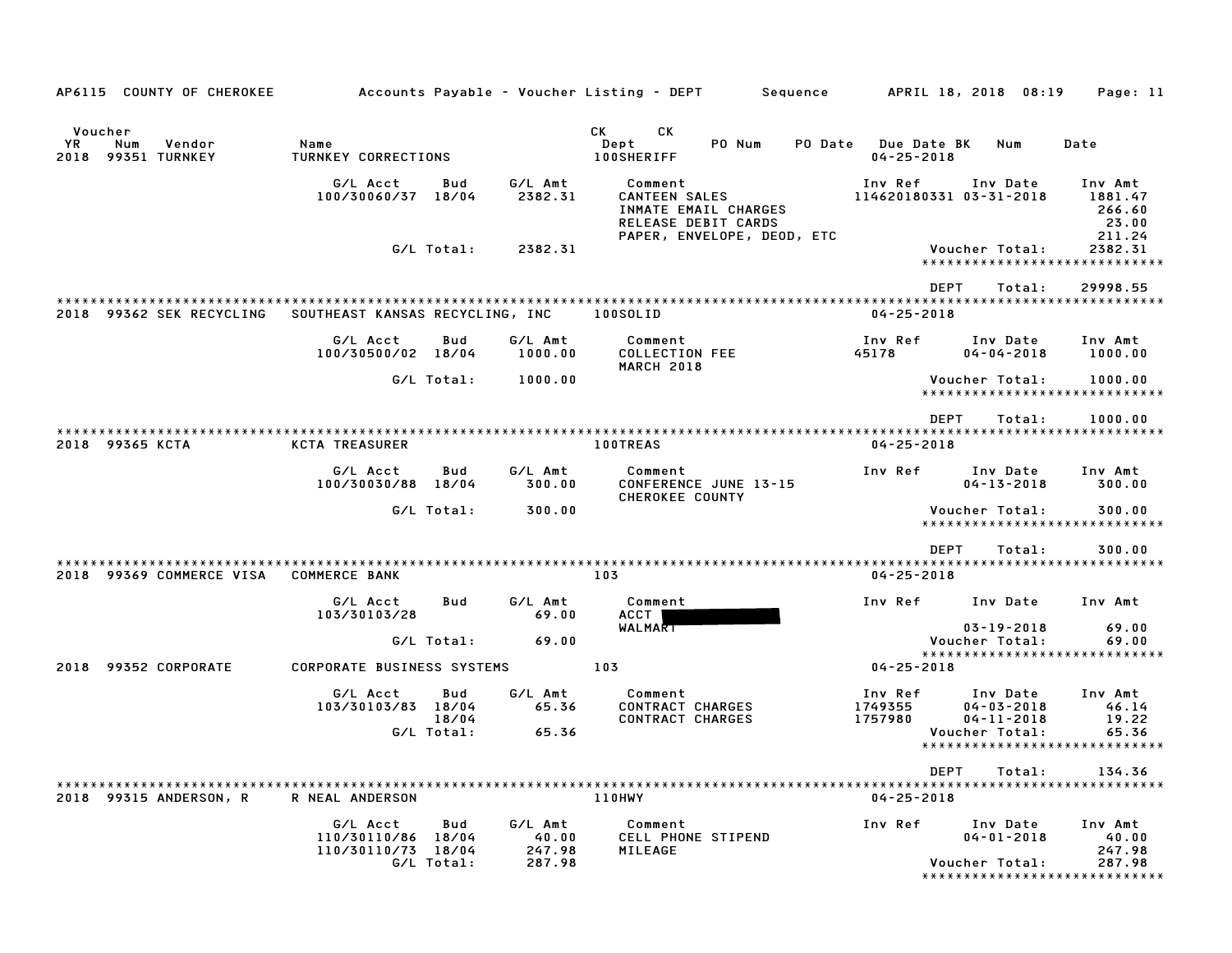AP6115 COUNTY OF CHEROKEE — Accounts Payable - Voucher Listing - DEPT — Sequence — APRIL 18, 2018 08:19

| Voucher YR | Num | Vendor | Name | CK Dept | CK PO Num | PO Date | Due Date BK | Num | Date |
|---|---|---|---|---|---|---|---|---|---|
| 2018 | 99351 | TURNKEY | TURNKEY CORRECTIONS | 100SHERIFF | | | 04-25-2018 | | |

| G/L Acct | Bud | G/L Amt | Comment | Inv Ref | Inv Date | Inv Amt |
|---|---|---|---|---|---|---|
| 100/30060/37 | 18/04 | 2382.31 | CANTEEN SALES | 114620180331 | 03-31-2018 | 1881.47 |
| | | | INMATE EMAIL CHARGES | | | 266.60 |
| | | | RELEASE DEBIT CARDS | | | 23.00 |
| | | | PAPER, ENVELOPE, DEOD, ETC | | | 211.24 |
| | G/L Total: | 2382.31 | | | Voucher Total: | 2382.31 |

DEPT Total: 29998.55

| Voucher YR | Num | Vendor | Name | CK Dept | Due Date |
|---|---|---|---|---|---|
| 2018 | 99362 | SEK RECYCLING | SOUTHEAST KANSAS RECYCLING, INC | 100SOLID | 04-25-2018 |

| G/L Acct | Bud | G/L Amt | Comment | Inv Ref | Inv Date | Inv Amt |
|---|---|---|---|---|---|---|
| 100/30500/02 | 18/04 | 1000.00 | COLLECTION FEE MARCH 2018 | 45178 | 04-04-2018 | 1000.00 |
| | G/L Total: | 1000.00 | | | Voucher Total: | 1000.00 |

DEPT Total: 1000.00

| Voucher YR | Num | Vendor | Name | CK Dept | Due Date |
|---|---|---|---|---|---|
| 2018 | 99365 | KCTA | KCTA TREASURER | 100TREAS | 04-25-2018 |

| G/L Acct | Bud | G/L Amt | Comment | Inv Ref | Inv Date | Inv Amt |
|---|---|---|---|---|---|---|
| 100/30030/88 | 18/04 | 300.00 | CONFERENCE JUNE 13-15 CHEROKEE COUNTY | | 04-13-2018 | 300.00 |
| | G/L Total: | 300.00 | | | Voucher Total: | 300.00 |

DEPT Total: 300.00

| Voucher YR | Num | Vendor | Name | CK Dept | Due Date |
|---|---|---|---|---|---|
| 2018 | 99369 | COMMERCE VISA | COMMERCE BANK | 103 | 04-25-2018 |

| G/L Acct | Bud | G/L Amt | Comment | Inv Ref | Inv Date | Inv Amt |
|---|---|---|---|---|---|---|
| 103/30103/28 | | 69.00 | ACCT [REDACTED] WALMART | | 03-19-2018 | 69.00 |
| | G/L Total: | 69.00 | | | Voucher Total: | 69.00 |

| Voucher YR | Num | Vendor | Name | CK Dept | Due Date |
|---|---|---|---|---|---|
| 2018 | 99352 | CORPORATE | CORPORATE BUSINESS SYSTEMS | 103 | 04-25-2018 |

| G/L Acct | Bud | G/L Amt | Comment | Inv Ref | Inv Date | Inv Amt |
|---|---|---|---|---|---|---|
| 103/30103/83 | 18/04 | 65.36 | CONTRACT CHARGES | 1749355 | 04-03-2018 | 46.14 |
| | 18/04 | | CONTRACT CHARGES | 1757980 | 04-11-2018 | 19.22 |
| | G/L Total: | 65.36 | | | Voucher Total: | 65.36 |

DEPT Total: 134.36

| Voucher YR | Num | Vendor | Name | CK Dept | Due Date |
|---|---|---|---|---|---|
| 2018 | 99315 | ANDERSON, R | R NEAL ANDERSON | 110HWY | 04-25-2018 |

| G/L Acct | Bud | G/L Amt | Comment | Inv Ref | Inv Date | Inv Amt |
|---|---|---|---|---|---|---|
| 110/30110/86 | 18/04 | 40.00 | CELL PHONE STIPEND | | 04-01-2018 | 40.00 |
| 110/30110/73 | 18/04 | 247.98 | MILEAGE | | | 247.98 |
| | G/L Total: | 287.98 | | | Voucher Total: | 287.98 |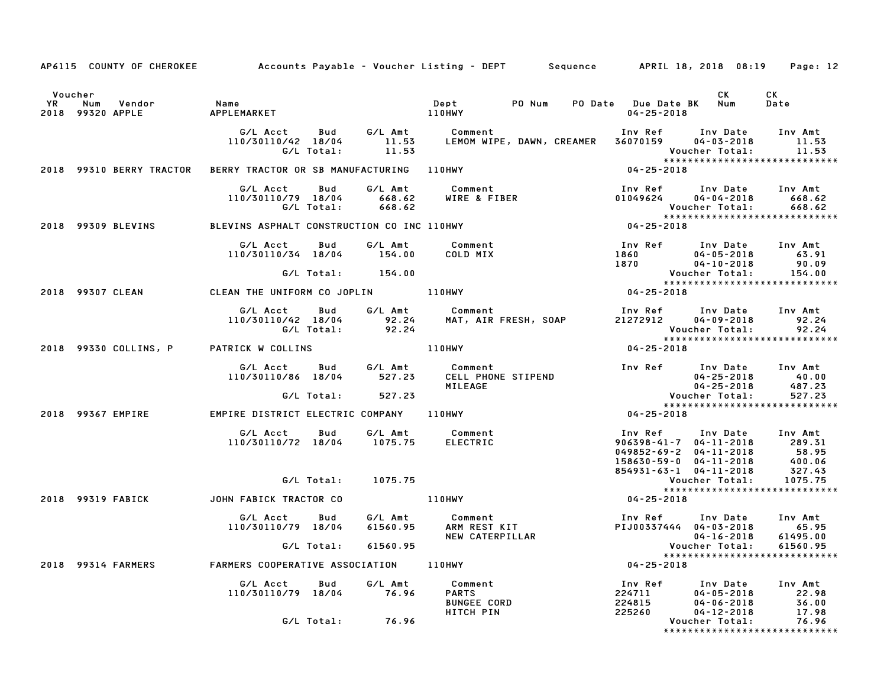AP6115 COUNTY OF CHEROKEE    Accounts Payable - Voucher Listing - DEPT    Sequence    APRIL 18, 2018 08:19

| Voucher YR | Num | Vendor | Name | Dept | PO Num | PO Date | Due Date BK | CK Num | CK Date |
|---|---|---|---|---|---|---|---|---|---|
| 2018 | 99320 | APPLE | APPLEMARKET | 110HWY | | | 04-25-2018 | | |

| G/L Acct | Bud | G/L Amt | Comment | Inv Ref | Inv Date | Inv Amt |
|---|---|---|---|---|---|---|
| 110/30110/42 | 18/04 | 11.53 | LEMOM WIPE, DAWN, CREAMER | 36070159 | 04-03-2018 | 11.53 |
| | G/L Total: | 11.53 | | | Voucher Total: | 11.53 |

| Voucher YR | Num | Vendor | Name | Dept | Due Date |
|---|---|---|---|---|---|
| 2018 | 99310 | BERRY TRACTOR | BERRY TRACTOR OR SB MANUFACTURING | 110HWY | 04-25-2018 |

| G/L Acct | Bud | G/L Amt | Comment | Inv Ref | Inv Date | Inv Amt |
|---|---|---|---|---|---|---|
| 110/30110/79 | 18/04 | 668.62 | WIRE & FIBER | 01049624 | 04-04-2018 | 668.62 |
| | G/L Total: | 668.62 | | | Voucher Total: | 668.62 |

| Voucher YR | Num | Vendor | Name | Dept | Due Date |
|---|---|---|---|---|---|
| 2018 | 99309 | BLEVINS | BLEVINS ASPHALT CONSTRUCTION CO INC | 110HWY | 04-25-2018 |

| G/L Acct | Bud | G/L Amt | Comment | Inv Ref | Inv Date | Inv Amt |
|---|---|---|---|---|---|---|
| 110/30110/34 | 18/04 | 154.00 | COLD MIX | 1860 | 04-05-2018 | 63.91 |
| | | | | 1870 | 04-10-2018 | 90.09 |
| | G/L Total: | 154.00 | | | Voucher Total: | 154.00 |

| Voucher YR | Num | Vendor | Name | Dept | Due Date |
|---|---|---|---|---|---|
| 2018 | 99307 | CLEAN | CLEAN THE UNIFORM CO JOPLIN | 110HWY | 04-25-2018 |

| G/L Acct | Bud | G/L Amt | Comment | Inv Ref | Inv Date | Inv Amt |
|---|---|---|---|---|---|---|
| 110/30110/42 | 18/04 | 92.24 | MAT, AIR FRESH, SOAP | 21272912 | 04-09-2018 | 92.24 |
| | G/L Total: | 92.24 | | | Voucher Total: | 92.24 |

| Voucher YR | Num | Vendor | Name | Dept | Due Date |
|---|---|---|---|---|---|
| 2018 | 99330 | COLLINS, P | PATRICK W COLLINS | 110HWY | 04-25-2018 |

| G/L Acct | Bud | G/L Amt | Comment | Inv Ref | Inv Date | Inv Amt |
|---|---|---|---|---|---|---|
| 110/30110/86 | 18/04 | 527.23 | CELL PHONE STIPEND | | 04-25-2018 | 40.00 |
| | | | MILEAGE | | 04-25-2018 | 487.23 |
| | G/L Total: | 527.23 | | | Voucher Total: | 527.23 |

| Voucher YR | Num | Vendor | Name | Dept | Due Date |
|---|---|---|---|---|---|
| 2018 | 99367 | EMPIRE | EMPIRE DISTRICT ELECTRIC COMPANY | 110HWY | 04-25-2018 |

| G/L Acct | Bud | G/L Amt | Comment | Inv Ref | Inv Date | Inv Amt |
|---|---|---|---|---|---|---|
| 110/30110/72 | 18/04 | 1075.75 | ELECTRIC | 906398-41-7 | 04-11-2018 | 289.31 |
| | | | | 049852-69-2 | 04-11-2018 | 58.95 |
| | | | | 158630-59-0 | 04-11-2018 | 400.06 |
| | | | | 854931-63-1 | 04-11-2018 | 327.43 |
| | G/L Total: | 1075.75 | | | Voucher Total: | 1075.75 |

| Voucher YR | Num | Vendor | Name | Dept | Due Date |
|---|---|---|---|---|---|
| 2018 | 99319 | FABICK | JOHN FABICK TRACTOR CO | 110HWY | 04-25-2018 |

| G/L Acct | Bud | G/L Amt | Comment | Inv Ref | Inv Date | Inv Amt |
|---|---|---|---|---|---|---|
| 110/30110/79 | 18/04 | 61560.95 | ARM REST KIT | PIJ00337444 | 04-03-2018 | 65.95 |
| | | | NEW CATERPILLAR | | 04-16-2018 | 61495.00 |
| | G/L Total: | 61560.95 | | | Voucher Total: | 61560.95 |

| Voucher YR | Num | Vendor | Name | Dept | Due Date |
|---|---|---|---|---|---|
| 2018 | 99314 | FARMERS | FARMERS COOPERATIVE ASSOCIATION | 110HWY | 04-25-2018 |

| G/L Acct | Bud | G/L Amt | Comment | Inv Ref | Inv Date | Inv Amt |
|---|---|---|---|---|---|---|
| 110/30110/79 | 18/04 | 76.96 | PARTS | 224711 | 04-05-2018 | 22.98 |
| | | | BUNGEE CORD | 224815 | 04-06-2018 | 36.00 |
| | | | HITCH PIN | 225260 | 04-12-2018 | 17.98 |
| | G/L Total: | 76.96 | | | Voucher Total: | 76.96 |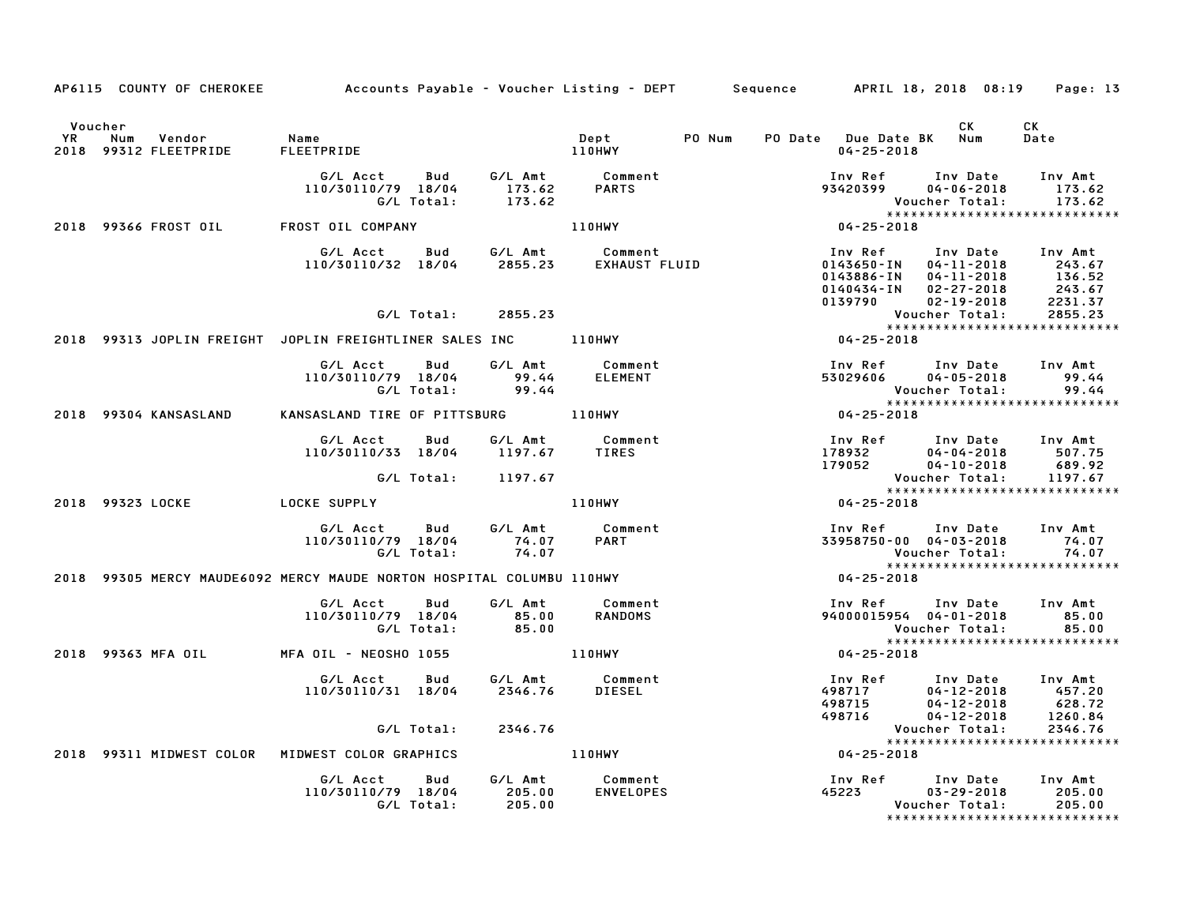AP6115 COUNTY OF CHEROKEE Accounts Payable - Voucher Listing - DEPT Sequence APRIL 18, 2018 08:19

| Voucher YR | Num | Vendor | Name | Dept | PO Num | PO Date | Due Date BK | CK Num | CK Date |
|---|---|---|---|---|---|---|---|---|---|
| 2018 | 99312 | FLEETPRIDE | FLEETPRIDE | 110HWY | | | 04-25-2018 | | |

| G/L Acct | Bud | G/L Amt | Comment | Inv Ref | Inv Date | Inv Amt |
|---|---|---|---|---|---|---|
| 110/30110/79 | 18/04 | 173.62 | PARTS | 93420399 | 04-06-2018 | 173.62 |
| | G/L Total: | 173.62 | | | Voucher Total: | 173.62 |

******************************

| YR | Num | Vendor | Name | Dept | Due Date |
|---|---|---|---|---|---|
| 2018 | 99366 | FROST OIL | FROST OIL COMPANY | 110HWY | 04-25-2018 |

| G/L Acct | Bud | G/L Amt | Comment | Inv Ref | Inv Date | Inv Amt |
|---|---|---|---|---|---|---|
| 110/30110/32 | 18/04 | 2855.23 | EXHAUST FLUID | 0143650-IN | 04-11-2018 | 243.67 |
| | | | | 0143886-IN | 04-11-2018 | 136.52 |
| | | | | 0140434-IN | 02-27-2018 | 243.67 |
| | | | | 0139790 | 02-19-2018 | 2231.37 |
| | G/L Total: | 2855.23 | | | Voucher Total: | 2855.23 |

******************************

| YR | Num | Vendor | Name | Dept | Due Date |
|---|---|---|---|---|---|
| 2018 | 99313 | JOPLIN FREIGHT | JOPLIN FREIGHTLINER SALES INC | 110HWY | 04-25-2018 |

| G/L Acct | Bud | G/L Amt | Comment | Inv Ref | Inv Date | Inv Amt |
|---|---|---|---|---|---|---|
| 110/30110/79 | 18/04 | 99.44 | ELEMENT | 53029606 | 04-05-2018 | 99.44 |
| | G/L Total: | 99.44 | | | Voucher Total: | 99.44 |

******************************

| YR | Num | Vendor | Name | Dept | Due Date |
|---|---|---|---|---|---|
| 2018 | 99304 | KANSASLAND | KANSASLAND TIRE OF PITTSBURG | 110HWY | 04-25-2018 |

| G/L Acct | Bud | G/L Amt | Comment | Inv Ref | Inv Date | Inv Amt |
|---|---|---|---|---|---|---|
| 110/30110/33 | 18/04 | 1197.67 | TIRES | 178932 | 04-04-2018 | 507.75 |
| | | | | 179052 | 04-10-2018 | 689.92 |
| | G/L Total: | 1197.67 | | | Voucher Total: | 1197.67 |

******************************

| YR | Num | Vendor | Name | Dept | Due Date |
|---|---|---|---|---|---|
| 2018 | 99323 | LOCKE | LOCKE SUPPLY | 110HWY | 04-25-2018 |

| G/L Acct | Bud | G/L Amt | Comment | Inv Ref | Inv Date | Inv Amt |
|---|---|---|---|---|---|---|
| 110/30110/79 | 18/04 | 74.07 | PART | 33958750-00 | 04-03-2018 | 74.07 |
| | G/L Total: | 74.07 | | | Voucher Total: | 74.07 |

******************************

| YR | Num | Vendor | Name | Dept | Due Date |
|---|---|---|---|---|---|
| 2018 | 99305 | MERCY MAUDE6092 | MERCY MAUDE NORTON HOSPITAL COLUMBU | 110HWY | 04-25-2018 |

| G/L Acct | Bud | G/L Amt | Comment | Inv Ref | Inv Date | Inv Amt |
|---|---|---|---|---|---|---|
| 110/30110/79 | 18/04 | 85.00 | RANDOMS | 94000015954 | 04-01-2018 | 85.00 |
| | G/L Total: | 85.00 | | | Voucher Total: | 85.00 |

******************************

| YR | Num | Vendor | Name | Dept | Due Date |
|---|---|---|---|---|---|
| 2018 | 99363 | MFA OIL | MFA OIL - NEOSHO 1055 | 110HWY | 04-25-2018 |

| G/L Acct | Bud | G/L Amt | Comment | Inv Ref | Inv Date | Inv Amt |
|---|---|---|---|---|---|---|
| 110/30110/31 | 18/04 | 2346.76 | DIESEL | 498717 | 04-12-2018 | 457.20 |
| | | | | 498715 | 04-12-2018 | 628.72 |
| | | | | 498716 | 04-12-2018 | 1260.84 |
| | G/L Total: | 2346.76 | | | Voucher Total: | 2346.76 |

******************************

| YR | Num | Vendor | Name | Dept | Due Date |
|---|---|---|---|---|---|
| 2018 | 99311 | MIDWEST COLOR | MIDWEST COLOR GRAPHICS | 110HWY | 04-25-2018 |

| G/L Acct | Bud | G/L Amt | Comment | Inv Ref | Inv Date | Inv Amt |
|---|---|---|---|---|---|---|
| 110/30110/79 | 18/04 | 205.00 | ENVELOPES | 45223 | 03-29-2018 | 205.00 |
| | G/L Total: | 205.00 | | | Voucher Total: | 205.00 |

******************************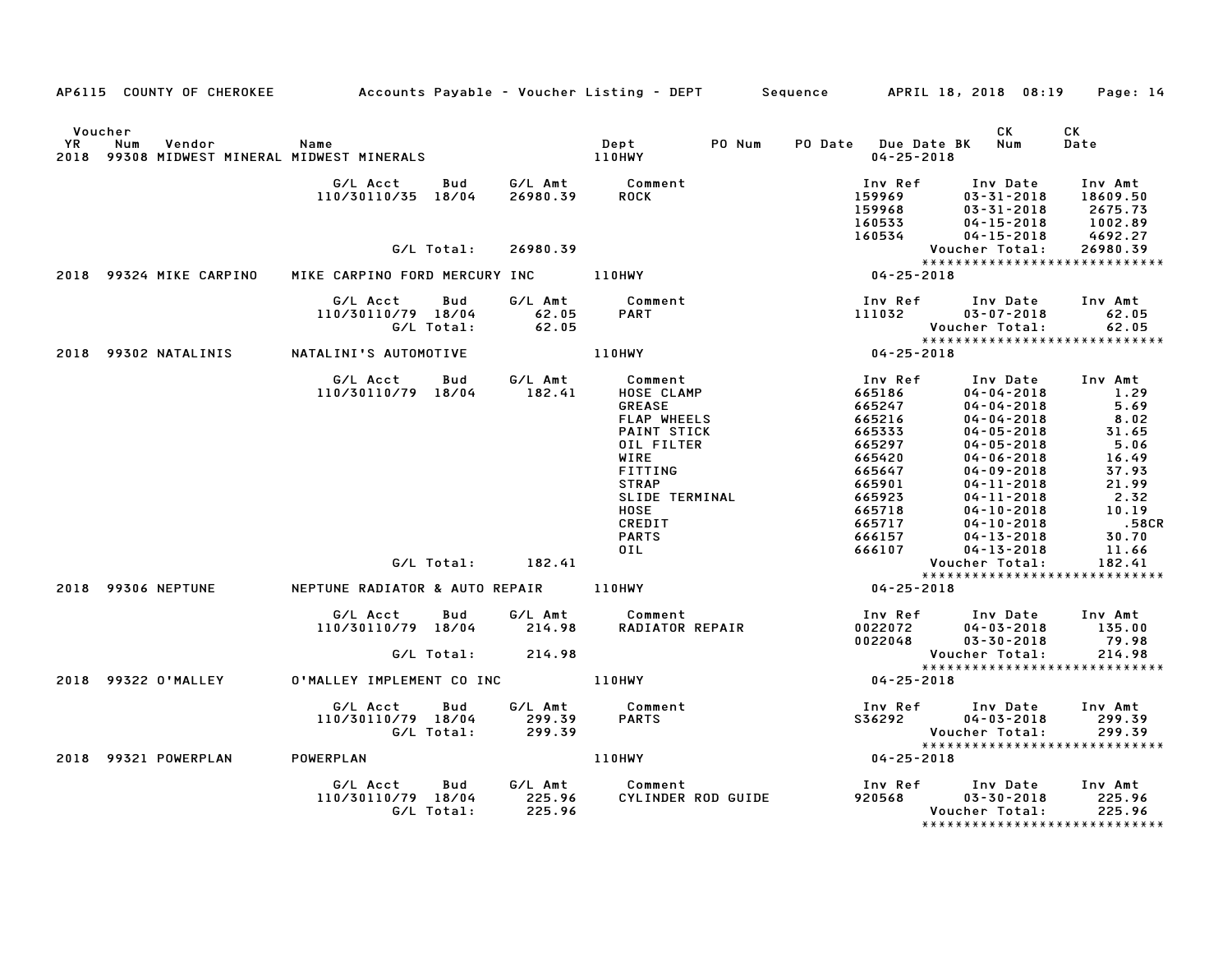AP6115 COUNTY OF CHEROKEE — Accounts Payable - Voucher Listing - DEPT — Sequence — APRIL 18, 2018 08:19

| Voucher YR | Num | Vendor | Name | Dept | PO Num | PO Date | Due Date | BK | CK Num | CK Date |
|---|---|---|---|---|---|---|---|---|---|---|
| 2018 | 99308 | MIDWEST MINERAL | MIDWEST MINERALS | 110HWY | | | 04-25-2018 | | | |

| G/L Acct | Bud | G/L Amt | Comment | Inv Ref | Inv Date | Inv Amt |
|---|---|---|---|---|---|---|
| 110/30110/35 | 18/04 | 26980.39 | ROCK | 159969 | 03-31-2018 | 18609.50 |
| | | | | 159968 | 03-31-2018 | 2675.73 |
| | | | | 160533 | 04-15-2018 | 1002.89 |
| | | | | 160534 | 04-15-2018 | 4692.27 |
| | G/L Total: | 26980.39 | | | Voucher Total: | 26980.39 |

****************************

| Voucher YR | Num | Vendor | Name | Dept | Due Date |
|---|---|---|---|---|---|
| 2018 | 99324 | MIKE CARPINO | MIKE CARPINO FORD MERCURY INC | 110HWY | 04-25-2018 |

| G/L Acct | Bud | G/L Amt | Comment | Inv Ref | Inv Date | Inv Amt |
|---|---|---|---|---|---|---|
| 110/30110/79 | 18/04 | 62.05 | PART | 111032 | 03-07-2018 | 62.05 |
| | G/L Total: | 62.05 | | | Voucher Total: | 62.05 |

****************************

| Voucher YR | Num | Vendor | Name | Dept | Due Date |
|---|---|---|---|---|---|
| 2018 | 99302 | NATALINIS | NATALINI'S AUTOMOTIVE | 110HWY | 04-25-2018 |

| G/L Acct | Bud | G/L Amt | Comment | Inv Ref | Inv Date | Inv Amt |
|---|---|---|---|---|---|---|
| 110/30110/79 | 18/04 | 182.41 | HOSE CLAMP | 665186 | 04-04-2018 | 1.29 |
| | | | GREASE | 665247 | 04-04-2018 | 5.69 |
| | | | FLAP WHEELS | 665216 | 04-04-2018 | 8.02 |
| | | | PAINT STICK | 665333 | 04-05-2018 | 31.65 |
| | | | OIL FILTER | 665297 | 04-05-2018 | 5.06 |
| | | | WIRE | 665420 | 04-06-2018 | 16.49 |
| | | | FITTING | 665647 | 04-09-2018 | 37.93 |
| | | | STRAP | 665901 | 04-11-2018 | 21.99 |
| | | | SLIDE TERMINAL | 665923 | 04-11-2018 | 2.32 |
| | | | HOSE | 665718 | 04-10-2018 | 10.19 |
| | | | CREDIT | 665717 | 04-10-2018 | .58CR |
| | | | PARTS | 666157 | 04-13-2018 | 30.70 |
| | | | OIL | 666107 | 04-13-2018 | 11.66 |
| | G/L Total: | 182.41 | | | Voucher Total: | 182.41 |

****************************

| Voucher YR | Num | Vendor | Name | Dept | Due Date |
|---|---|---|---|---|---|
| 2018 | 99306 | NEPTUNE | NEPTUNE RADIATOR & AUTO REPAIR | 110HWY | 04-25-2018 |

| G/L Acct | Bud | G/L Amt | Comment | Inv Ref | Inv Date | Inv Amt |
|---|---|---|---|---|---|---|
| 110/30110/79 | 18/04 | 214.98 | RADIATOR REPAIR | 0022072 | 04-03-2018 | 135.00 |
| | | | | 0022048 | 03-30-2018 | 79.98 |
| | G/L Total: | 214.98 | | | Voucher Total: | 214.98 |

****************************

| Voucher YR | Num | Vendor | Name | Dept | Due Date |
|---|---|---|---|---|---|
| 2018 | 99322 | O'MALLEY | O'MALLEY IMPLEMENT CO INC | 110HWY | 04-25-2018 |

| G/L Acct | Bud | G/L Amt | Comment | Inv Ref | Inv Date | Inv Amt |
|---|---|---|---|---|---|---|
| 110/30110/79 | 18/04 | 299.39 | PARTS | S36292 | 04-03-2018 | 299.39 |
| | G/L Total: | 299.39 | | | Voucher Total: | 299.39 |

****************************

| Voucher YR | Num | Vendor | Name | Dept | Due Date |
|---|---|---|---|---|---|
| 2018 | 99321 | POWERPLAN | POWERPLAN | 110HWY | 04-25-2018 |

| G/L Acct | Bud | G/L Amt | Comment | Inv Ref | Inv Date | Inv Amt |
|---|---|---|---|---|---|---|
| 110/30110/79 | 18/04 | 225.96 | CYLINDER ROD GUIDE | 920568 | 03-30-2018 | 225.96 |
| | G/L Total: | 225.96 | | | Voucher Total: | 225.96 |

****************************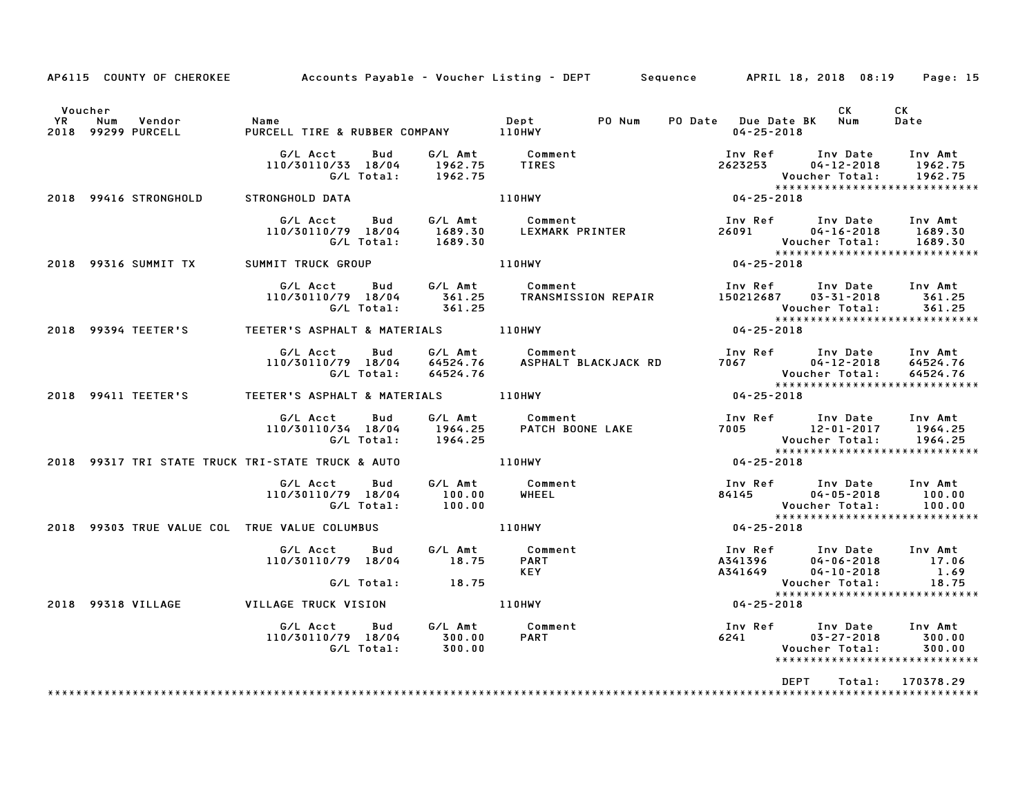AP6115 COUNTY OF CHEROKEE Accounts Payable - Voucher Listing - DEPT Sequence APRIL 18, 2018 08:19 Page: 15

| Voucher YR | Num | Vendor | Name | Dept | PO Num | PO Date | Due Date BK | CK Num | CK Date |
|---|---|---|---|---|---|---|---|---|---|
| 2018 | 99299 | PURCELL | PURCELL TIRE & RUBBER COMPANY | 110HWY | | | 04-25-2018 | | |

| G/L Acct | Bud | G/L Amt | Comment | Inv Ref | Inv Date | Inv Amt |
|---|---|---|---|---|---|---|
| 110/30110/33 | 18/04 | 1962.75 | TIRES | 2623253 | 04-12-2018 | 1962.75 |
| | G/L Total: | 1962.75 | | | Voucher Total: | 1962.75 |

******************************

| Voucher YR | Num | Vendor | Name | Dept | Due Date BK |
|---|---|---|---|---|---|
| 2018 | 99416 | STRONGHOLD | STRONGHOLD DATA | 110HWY | 04-25-2018 |

| G/L Acct | Bud | G/L Amt | Comment | Inv Ref | Inv Date | Inv Amt |
|---|---|---|---|---|---|---|
| 110/30110/79 | 18/04 | 1689.30 | LEXMARK PRINTER | 26091 | 04-16-2018 | 1689.30 |
| | G/L Total: | 1689.30 | | | Voucher Total: | 1689.30 |

******************************

| Voucher YR | Num | Vendor | Name | Dept | Due Date BK |
|---|---|---|---|---|---|
| 2018 | 99316 | SUMMIT TX | SUMMIT TRUCK GROUP | 110HWY | 04-25-2018 |

| G/L Acct | Bud | G/L Amt | Comment | Inv Ref | Inv Date | Inv Amt |
|---|---|---|---|---|---|---|
| 110/30110/79 | 18/04 | 361.25 | TRANSMISSION REPAIR | 150212687 | 03-31-2018 | 361.25 |
| | G/L Total: | 361.25 | | | Voucher Total: | 361.25 |

******************************

| Voucher YR | Num | Vendor | Name | Dept | Due Date BK |
|---|---|---|---|---|---|
| 2018 | 99394 | TEETER'S | TEETER'S ASPHALT & MATERIALS | 110HWY | 04-25-2018 |

| G/L Acct | Bud | G/L Amt | Comment | Inv Ref | Inv Date | Inv Amt |
|---|---|---|---|---|---|---|
| 110/30110/79 | 18/04 | 64524.76 | ASPHALT BLACKJACK RD | 7067 | 04-12-2018 | 64524.76 |
| | G/L Total: | 64524.76 | | | Voucher Total: | 64524.76 |

******************************

| Voucher YR | Num | Vendor | Name | Dept | Due Date BK |
|---|---|---|---|---|---|
| 2018 | 99411 | TEETER'S | TEETER'S ASPHALT & MATERIALS | 110HWY | 04-25-2018 |

| G/L Acct | Bud | G/L Amt | Comment | Inv Ref | Inv Date | Inv Amt |
|---|---|---|---|---|---|---|
| 110/30110/34 | 18/04 | 1964.25 | PATCH BOONE LAKE | 7005 | 12-01-2017 | 1964.25 |
| | G/L Total: | 1964.25 | | | Voucher Total: | 1964.25 |

******************************

| Voucher YR | Num | Vendor | Name | Dept | Due Date BK |
|---|---|---|---|---|---|
| 2018 | 99317 | TRI STATE TRUCK | TRI-STATE TRUCK & AUTO | 110HWY | 04-25-2018 |

| G/L Acct | Bud | G/L Amt | Comment | Inv Ref | Inv Date | Inv Amt |
|---|---|---|---|---|---|---|
| 110/30110/79 | 18/04 | 100.00 | WHEEL | 84145 | 04-05-2018 | 100.00 |
| | G/L Total: | 100.00 | | | Voucher Total: | 100.00 |

******************************

| Voucher YR | Num | Vendor | Name | Dept | Due Date BK |
|---|---|---|---|---|---|
| 2018 | 99303 | TRUE VALUE COL | TRUE VALUE COLUMBUS | 110HWY | 04-25-2018 |

| G/L Acct | Bud | G/L Amt | Comment | Inv Ref | Inv Date | Inv Amt |
|---|---|---|---|---|---|---|
| 110/30110/79 | 18/04 | 18.75 | PART | A341396 | 04-06-2018 | 17.06 |
| | | | KEY | A341649 | 04-10-2018 | 1.69 |
| | G/L Total: | 18.75 | | | Voucher Total: | 18.75 |

******************************

| Voucher YR | Num | Vendor | Name | Dept | Due Date BK |
|---|---|---|---|---|---|
| 2018 | 99318 | VILLAGE | VILLAGE TRUCK VISION | 110HWY | 04-25-2018 |

| G/L Acct | Bud | G/L Amt | Comment | Inv Ref | Inv Date | Inv Amt |
|---|---|---|---|---|---|---|
| 110/30110/79 | 18/04 | 300.00 | PART | 6241 | 03-27-2018 | 300.00 |
| | G/L Total: | 300.00 | | | Voucher Total: | 300.00 |

******************************

DEPT Total: 170378.29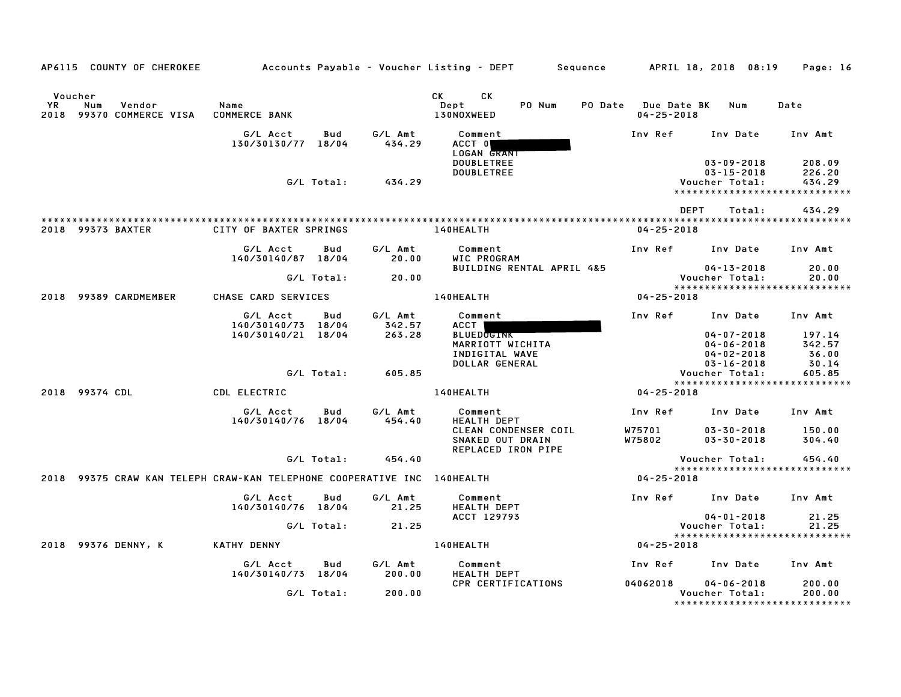AP6115 COUNTY OF CHEROKEE    Accounts Payable - Voucher Listing - DEPT    Sequence    APRIL 18, 2018 08:19

| Voucher YR | Num | Vendor | Name | CK Dept | CK PO Num | PO Date | Due Date BK | Num | Date |
|---|---|---|---|---|---|---|---|---|---|
| 2018 | 99370 | COMMERCE VISA | COMMERCE BANK | 130NOXWEED | | | 04-25-2018 | | |

| G/L Acct | Bud | G/L Amt | Comment | Inv Ref | Inv Date | Inv Amt |
|---|---|---|---|---|---|---|
| 130/30130/77 | 18/04 | 434.29 | ACCT 0[REDACTED] | | | |
| | | | LOGAN GRANT | | | |
| | | | DOUBLETREE | | 03-09-2018 | 208.09 |
| | | | DOUBLETREE | | 03-15-2018 | 226.20 |
| | G/L Total: | 434.29 | | | Voucher Total: | 434.29 |

DEPT Total: 434.29

| Voucher YR | Num | Vendor | Name | CK Dept | Due Date |
|---|---|---|---|---|---|
| 2018 | 99373 | BAXTER | CITY OF BAXTER SPRINGS | 140HEALTH | 04-25-2018 |

| G/L Acct | Bud | G/L Amt | Comment | Inv Ref | Inv Date | Inv Amt |
|---|---|---|---|---|---|---|
| 140/30140/87 | 18/04 | 20.00 | WIC PROGRAM | | | |
| | | | BUILDING RENTAL APRIL 4&5 | | 04-13-2018 | 20.00 |
| | G/L Total: | 20.00 | | | Voucher Total: | 20.00 |

| Voucher YR | Num | Vendor | Name | CK Dept | Due Date |
|---|---|---|---|---|---|
| 2018 | 99389 | CARDMEMBER | CHASE CARD SERVICES | 140HEALTH | 04-25-2018 |

| G/L Acct | Bud | G/L Amt | Comment | Inv Ref | Inv Date | Inv Amt |
|---|---|---|---|---|---|---|
| 140/30140/73 | 18/04 | 342.57 | ACCT [REDACTED] | | | |
| 140/30140/21 | 18/04 | 263.28 | BLUEDOGINK | | 04-07-2018 | 197.14 |
| | | | MARRIOTT WICHITA | | 04-06-2018 | 342.57 |
| | | | INDIGITAL WAVE | | 04-02-2018 | 36.00 |
| | | | DOLLAR GENERAL | | 03-16-2018 | 30.14 |
| | G/L Total: | 605.85 | | | Voucher Total: | 605.85 |

| Voucher YR | Num | Vendor | Name | CK Dept | Due Date |
|---|---|---|---|---|---|
| 2018 | 99374 | CDL | CDL ELECTRIC | 140HEALTH | 04-25-2018 |

| G/L Acct | Bud | G/L Amt | Comment | Inv Ref | Inv Date | Inv Amt |
|---|---|---|---|---|---|---|
| 140/30140/76 | 18/04 | 454.40 | HEALTH DEPT | | | |
| | | | CLEAN CONDENSER COIL | W75701 | 03-30-2018 | 150.00 |
| | | | SNAKED OUT DRAIN | W75802 | 03-30-2018 | 304.40 |
| | | | REPLACED IRON PIPE | | | |
| | G/L Total: | 454.40 | | | Voucher Total: | 454.40 |

| Voucher YR | Num | Vendor | Name | CK Dept | Due Date |
|---|---|---|---|---|---|
| 2018 | 99375 | CRAW KAN TELEPH | CRAW-KAN TELEPHONE COOPERATIVE INC | 140HEALTH | 04-25-2018 |

| G/L Acct | Bud | G/L Amt | Comment | Inv Ref | Inv Date | Inv Amt |
|---|---|---|---|---|---|---|
| 140/30140/76 | 18/04 | 21.25 | HEALTH DEPT | | | |
| | | | ACCT 129793 | | 04-01-2018 | 21.25 |
| | G/L Total: | 21.25 | | | Voucher Total: | 21.25 |

| Voucher YR | Num | Vendor | Name | CK Dept | Due Date |
|---|---|---|---|---|---|
| 2018 | 99376 | DENNY, K | KATHY DENNY | 140HEALTH | 04-25-2018 |

| G/L Acct | Bud | G/L Amt | Comment | Inv Ref | Inv Date | Inv Amt |
|---|---|---|---|---|---|---|
| 140/30140/73 | 18/04 | 200.00 | HEALTH DEPT | | | |
| | | | CPR CERTIFICATIONS | 04062018 | 04-06-2018 | 200.00 |
| | G/L Total: | 200.00 | | | Voucher Total: | 200.00 |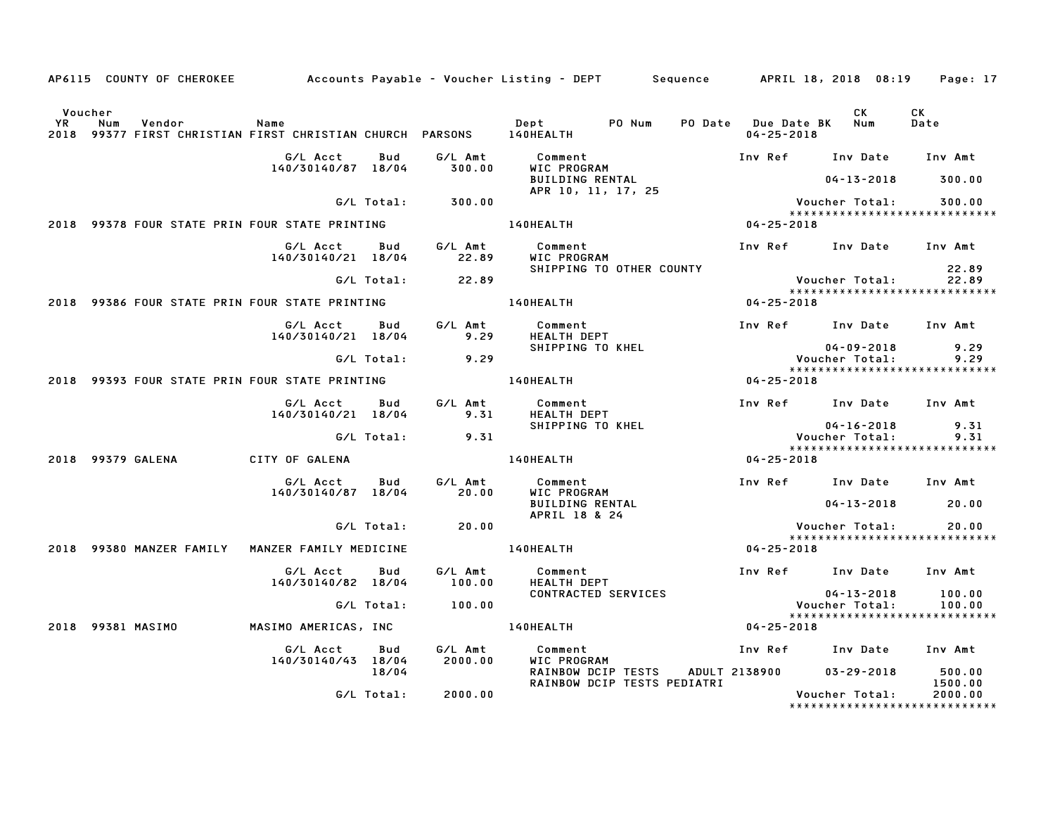AP6115 COUNTY OF CHEROKEE — Accounts Payable - Voucher Listing - DEPT — Sequence — APRIL 18, 2018 08:19

| Voucher YR | Num | Vendor | Name | Dept | PO Num | PO Date | Due Date BK | CK Num | CK Date |
|---|---|---|---|---|---|---|---|---|---|
| 2018 | 99377 | FIRST CHRISTIAN | FIRST CHRISTIAN CHURCH PARSONS | 140HEALTH | | | 04-25-2018 | | |

| G/L Acct | Bud | G/L Amt | Comment | Inv Ref | Inv Date | Inv Amt |
|---|---|---|---|---|---|---|
| 140/30140/87 | 18/04 | 300.00 | WIC PROGRAM | | | |
| | | | BUILDING RENTAL | | 04-13-2018 | 300.00 |
| | | | APR 10, 11, 17, 25 | | | |
| | G/L Total: | 300.00 | | | Voucher Total: | 300.00 |

*****************************

| YR | Num | Vendor | Name | Dept | Due Date |
|---|---|---|---|---|---|
| 2018 | 99378 | FOUR STATE PRIN | FOUR STATE PRINTING | 140HEALTH | 04-25-2018 |

| G/L Acct | Bud | G/L Amt | Comment | Inv Ref | Inv Date | Inv Amt |
|---|---|---|---|---|---|---|
| 140/30140/21 | 18/04 | 22.89 | WIC PROGRAM | | | |
| | | | SHIPPING TO OTHER COUNTY | | | 22.89 |
| | G/L Total: | 22.89 | | | Voucher Total: | 22.89 |

*****************************

| YR | Num | Vendor | Name | Dept | Due Date |
|---|---|---|---|---|---|
| 2018 | 99386 | FOUR STATE PRIN | FOUR STATE PRINTING | 140HEALTH | 04-25-2018 |

| G/L Acct | Bud | G/L Amt | Comment | Inv Ref | Inv Date | Inv Amt |
|---|---|---|---|---|---|---|
| 140/30140/21 | 18/04 | 9.29 | HEALTH DEPT | | | |
| | | | SHIPPING TO KHEL | | 04-09-2018 | 9.29 |
| | G/L Total: | 9.29 | | | Voucher Total: | 9.29 |

*****************************

| YR | Num | Vendor | Name | Dept | Due Date |
|---|---|---|---|---|---|
| 2018 | 99393 | FOUR STATE PRIN | FOUR STATE PRINTING | 140HEALTH | 04-25-2018 |

| G/L Acct | Bud | G/L Amt | Comment | Inv Ref | Inv Date | Inv Amt |
|---|---|---|---|---|---|---|
| 140/30140/21 | 18/04 | 9.31 | HEALTH DEPT | | | |
| | | | SHIPPING TO KHEL | | 04-16-2018 | 9.31 |
| | G/L Total: | 9.31 | | | Voucher Total: | 9.31 |

*****************************

| YR | Num | Vendor | Name | Dept | Due Date |
|---|---|---|---|---|---|
| 2018 | 99379 | GALENA | CITY OF GALENA | 140HEALTH | 04-25-2018 |

| G/L Acct | Bud | G/L Amt | Comment | Inv Ref | Inv Date | Inv Amt |
|---|---|---|---|---|---|---|
| 140/30140/87 | 18/04 | 20.00 | WIC PROGRAM | | | |
| | | | BUILDING RENTAL | | 04-13-2018 | 20.00 |
| | | | APRIL 18 & 24 | | | |
| | G/L Total: | 20.00 | | | Voucher Total: | 20.00 |

*****************************

| YR | Num | Vendor | Name | Dept | Due Date |
|---|---|---|---|---|---|
| 2018 | 99380 | MANZER FAMILY | MANZER FAMILY MEDICINE | 140HEALTH | 04-25-2018 |

| G/L Acct | Bud | G/L Amt | Comment | Inv Ref | Inv Date | Inv Amt |
|---|---|---|---|---|---|---|
| 140/30140/82 | 18/04 | 100.00 | HEALTH DEPT | | | |
| | | | CONTRACTED SERVICES | | 04-13-2018 | 100.00 |
| | G/L Total: | 100.00 | | | Voucher Total: | 100.00 |

*****************************

| YR | Num | Vendor | Name | Dept | Due Date |
|---|---|---|---|---|---|
| 2018 | 99381 | MASIMO | MASIMO AMERICAS, INC | 140HEALTH | 04-25-2018 |

| G/L Acct | Bud | G/L Amt | Comment | Inv Ref | Inv Date | Inv Amt |
|---|---|---|---|---|---|---|
| 140/30140/43 | 18/04 | 2000.00 | WIC PROGRAM | | | |
| | 18/04 | | RAINBOW DCIP TESTS | ADULT 2138900 | 03-29-2018 | 500.00 |
| | | | RAINBOW DCIP TESTS PEDIATRI | | | 1500.00 |
| | G/L Total: | 2000.00 | | | Voucher Total: | 2000.00 |

*****************************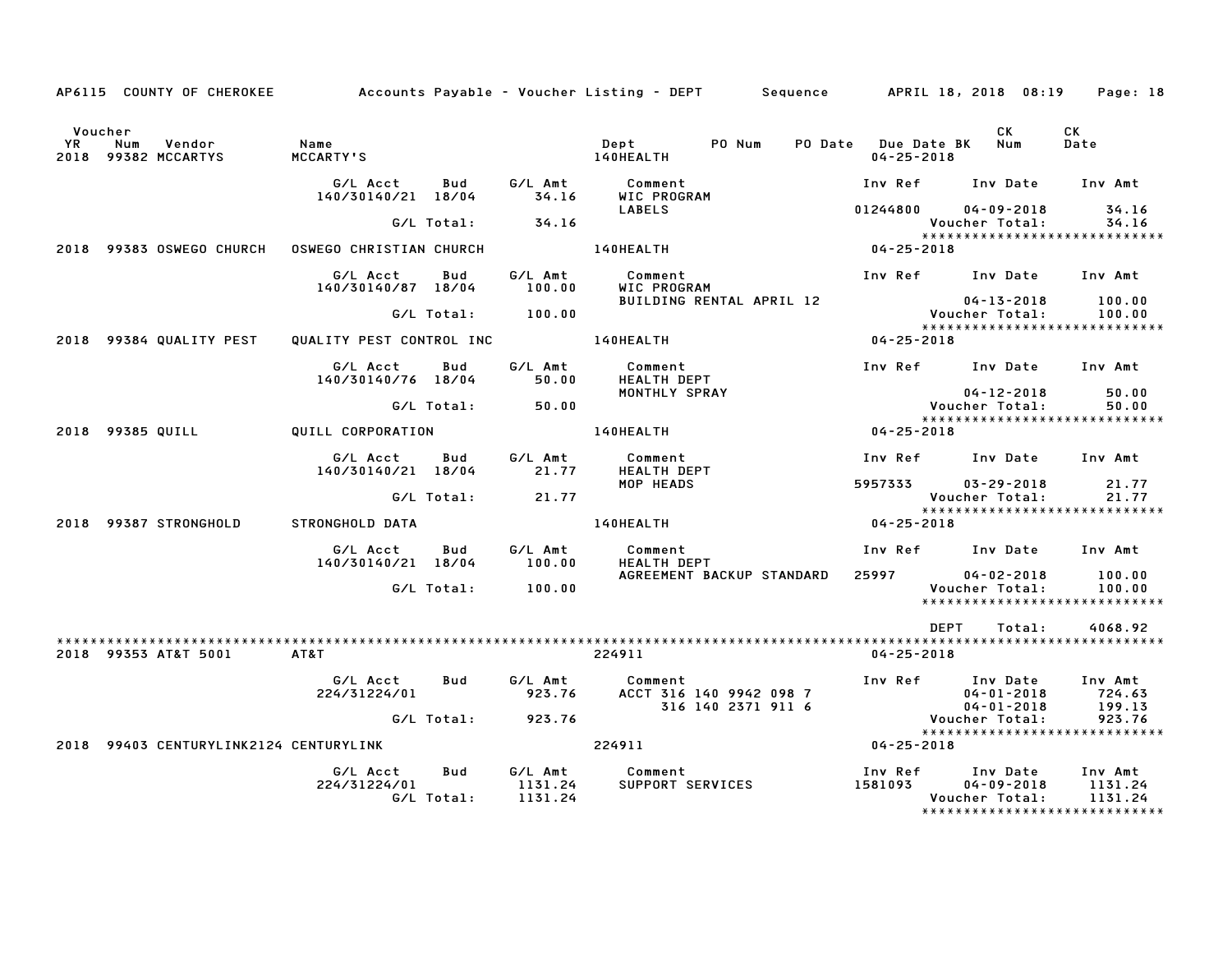AP6115 COUNTY OF CHEROKEE — Accounts Payable - Voucher Listing - DEPT — Sequence — APRIL 18, 2018 08:19

| Voucher YR | Num | Vendor | Name | Dept | PO Num | PO Date | Due Date BK | CK Num | CK Date |
|---|---|---|---|---|---|---|---|---|---|
| 2018 | 99382 | MCCARTYS | MCCARTY'S | 140HEALTH | | | 04-25-2018 | | |

| G/L Acct | Bud | G/L Amt | Comment | Inv Ref | Inv Date | Inv Amt |
|---|---|---|---|---|---|---|
| 140/30140/21 | 18/04 | 34.16 | WIC PROGRAM | | | |
| | | | LABELS | 01244800 | 04-09-2018 | 34.16 |
| | G/L Total: | 34.16 | | | Voucher Total: | 34.16 |

| Voucher YR | Num | Vendor | Name | Dept | PO Num | PO Date | Due Date BK | CK Num | CK Date |
|---|---|---|---|---|---|---|---|---|---|
| 2018 | 99383 | OSWEGO CHURCH | OSWEGO CHRISTIAN CHURCH | 140HEALTH | | | 04-25-2018 | | |

| G/L Acct | Bud | G/L Amt | Comment | Inv Ref | Inv Date | Inv Amt |
|---|---|---|---|---|---|---|
| 140/30140/87 | 18/04 | 100.00 | WIC PROGRAM | | | |
| | | | BUILDING RENTAL APRIL 12 | | 04-13-2018 | 100.00 |
| | G/L Total: | 100.00 | | | Voucher Total: | 100.00 |

| Voucher YR | Num | Vendor | Name | Dept | PO Num | PO Date | Due Date BK | CK Num | CK Date |
|---|---|---|---|---|---|---|---|---|---|
| 2018 | 99384 | QUALITY PEST | QUALITY PEST CONTROL INC | 140HEALTH | | | 04-25-2018 | | |

| G/L Acct | Bud | G/L Amt | Comment | Inv Ref | Inv Date | Inv Amt |
|---|---|---|---|---|---|---|
| 140/30140/76 | 18/04 | 50.00 | HEALTH DEPT | | | |
| | | | MONTHLY SPRAY | | 04-12-2018 | 50.00 |
| | G/L Total: | 50.00 | | | Voucher Total: | 50.00 |

| Voucher YR | Num | Vendor | Name | Dept | PO Num | PO Date | Due Date BK | CK Num | CK Date |
|---|---|---|---|---|---|---|---|---|---|
| 2018 | 99385 | QUILL | QUILL CORPORATION | 140HEALTH | | | 04-25-2018 | | |

| G/L Acct | Bud | G/L Amt | Comment | Inv Ref | Inv Date | Inv Amt |
|---|---|---|---|---|---|---|
| 140/30140/21 | 18/04 | 21.77 | HEALTH DEPT | | | |
| | | | MOP HEADS | 5957333 | 03-29-2018 | 21.77 |
| | G/L Total: | 21.77 | | | Voucher Total: | 21.77 |

| Voucher YR | Num | Vendor | Name | Dept | PO Num | PO Date | Due Date BK | CK Num | CK Date |
|---|---|---|---|---|---|---|---|---|---|
| 2018 | 99387 | STRONGHOLD | STRONGHOLD DATA | 140HEALTH | | | 04-25-2018 | | |

| G/L Acct | Bud | G/L Amt | Comment | Inv Ref | Inv Date | Inv Amt |
|---|---|---|---|---|---|---|
| 140/30140/21 | 18/04 | 100.00 | HEALTH DEPT | | | |
| | | | AGREEMENT BACKUP STANDARD | 25997 | 04-02-2018 | 100.00 |
| | G/L Total: | 100.00 | | | Voucher Total: | 100.00 |

DEPT Total: 4068.92

| Voucher YR | Num | Vendor | Name | Dept | PO Num | PO Date | Due Date BK | CK Num | CK Date |
|---|---|---|---|---|---|---|---|---|---|
| 2018 | 99353 | AT&T 5001 | AT&T | 224911 | | | 04-25-2018 | | |

| G/L Acct | Bud | G/L Amt | Comment | Inv Ref | Inv Date | Inv Amt |
|---|---|---|---|---|---|---|
| 224/31224/01 | | 923.76 | ACCT 316 140 9942 098 7 | | 04-01-2018 | 724.63 |
| | | | 316 140 2371 911 6 | | 04-01-2018 | 199.13 |
| | G/L Total: | 923.76 | | | Voucher Total: | 923.76 |

| Voucher YR | Num | Vendor | Name | Dept | PO Num | PO Date | Due Date BK | CK Num | CK Date |
|---|---|---|---|---|---|---|---|---|---|
| 2018 | 99403 | CENTURYLINK2124 | CENTURYLINK | 224911 | | | 04-25-2018 | | |

| G/L Acct | Bud | G/L Amt | Comment | Inv Ref | Inv Date | Inv Amt |
|---|---|---|---|---|---|---|
| 224/31224/01 | | 1131.24 | SUPPORT SERVICES | 1581093 | 04-09-2018 | 1131.24 |
| | G/L Total: | 1131.24 | | | Voucher Total: | 1131.24 |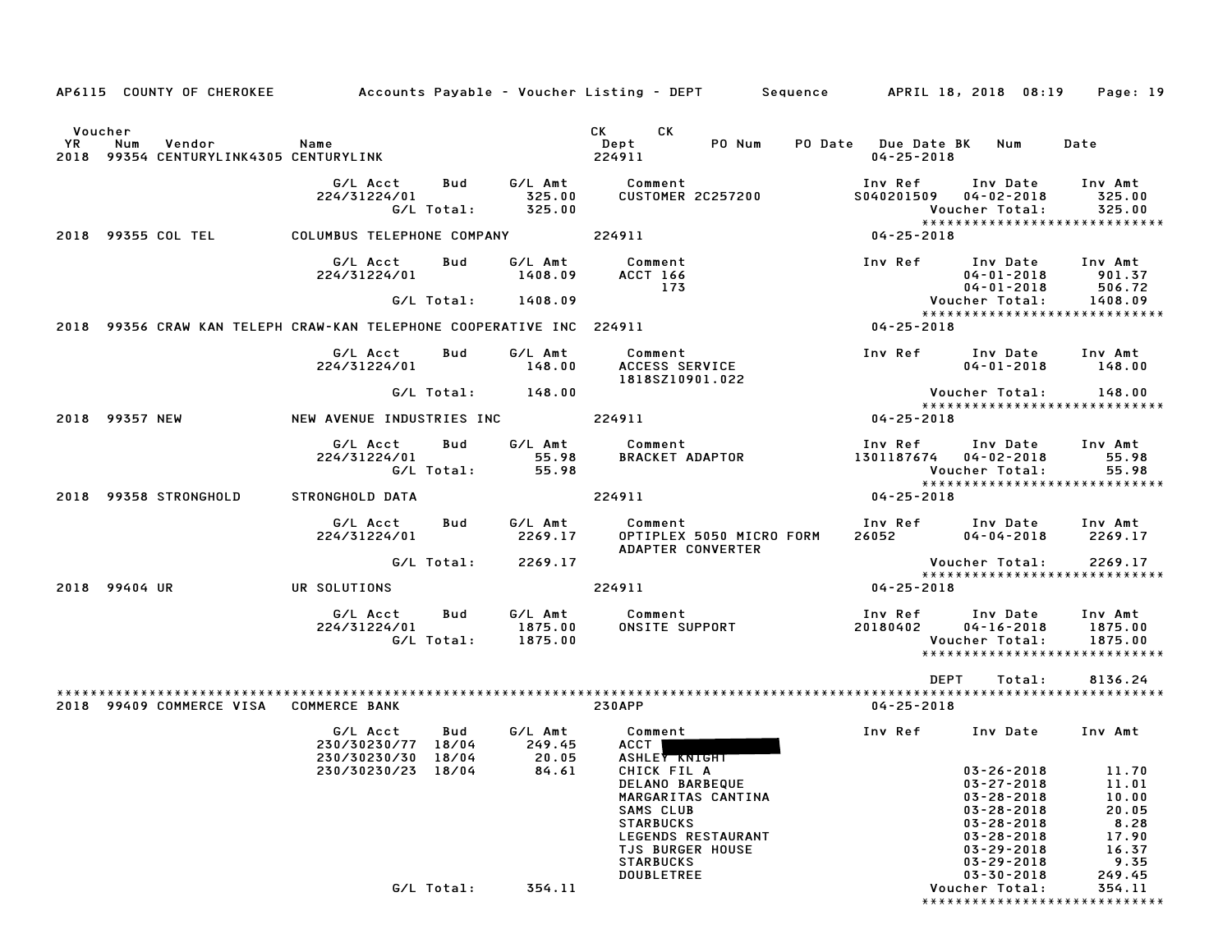AP6115 COUNTY OF CHEROKEE — Accounts Payable - Voucher Listing - DEPT — Sequence — APRIL 18, 2018 08:19

| Voucher YR | Num | Vendor | Name | CK Dept | CK | PO Num | PO Date | Due Date | BK | Num | Date |
|---|---|---|---|---|---|---|---|---|---|---|---|
| 2018 | 99354 | CENTURYLINK4305 | CENTURYLINK | 224911 | | | | 04-25-2018 | | | |

| G/L Acct | Bud | G/L Amt | Comment | Inv Ref | Inv Date | Inv Amt |
|---|---|---|---|---|---|---|
| 224/31224/01 | | 325.00 | CUSTOMER 2C257200 | S040201509 | 04-02-2018 | 325.00 |
| | G/L Total: | 325.00 | | | Voucher Total: | 325.00 |

****************************

2018 99355 COL TEL — COLUMBUS TELEPHONE COMPANY — 224911 — 04-25-2018

| G/L Acct | Bud | G/L Amt | Comment | Inv Ref | Inv Date | Inv Amt |
|---|---|---|---|---|---|---|
| 224/31224/01 | | 1408.09 | ACCT 166 | | 04-01-2018 | 901.37 |
| | | | 173 | | 04-01-2018 | 506.72 |
| | G/L Total: | 1408.09 | | | Voucher Total: | 1408.09 |

****************************

2018 99356 CRAW KAN TELEPH — CRAW-KAN TELEPHONE COOPERATIVE INC — 224911 — 04-25-2018

| G/L Acct | Bud | G/L Amt | Comment | Inv Ref | Inv Date | Inv Amt |
|---|---|---|---|---|---|---|
| 224/31224/01 | | 148.00 | ACCESS SERVICE | | 04-01-2018 | 148.00 |
| | | | 1818SZ10901.022 | | | |
| | G/L Total: | 148.00 | | | Voucher Total: | 148.00 |

****************************

2018 99357 NEW — NEW AVENUE INDUSTRIES INC — 224911 — 04-25-2018

| G/L Acct | Bud | G/L Amt | Comment | Inv Ref | Inv Date | Inv Amt |
|---|---|---|---|---|---|---|
| 224/31224/01 | | 55.98 | BRACKET ADAPTOR | 1301187674 | 04-02-2018 | 55.98 |
| | G/L Total: | 55.98 | | | Voucher Total: | 55.98 |

****************************

2018 99358 STRONGHOLD — STRONGHOLD DATA — 224911 — 04-25-2018

| G/L Acct | Bud | G/L Amt | Comment | Inv Ref | Inv Date | Inv Amt |
|---|---|---|---|---|---|---|
| 224/31224/01 | | 2269.17 | OPTIPLEX 5050 MICRO FORM | 26052 | 04-04-2018 | 2269.17 |
| | | | ADAPTER CONVERTER | | | |
| | G/L Total: | 2269.17 | | | Voucher Total: | 2269.17 |

****************************

2018 99404 UR — UR SOLUTIONS — 224911 — 04-25-2018

| G/L Acct | Bud | G/L Amt | Comment | Inv Ref | Inv Date | Inv Amt |
|---|---|---|---|---|---|---|
| 224/31224/01 | | 1875.00 | ONSITE SUPPORT | 20180402 | 04-16-2018 | 1875.00 |
| | G/L Total: | 1875.00 | | | Voucher Total: | 1875.00 |

****************************

DEPT Total: 8136.24

****************************

2018 99409 COMMERCE VISA — COMMERCE BANK — 230APP — 04-25-2018

| G/L Acct | Bud | G/L Amt | Comment | Inv Ref | Inv Date | Inv Amt |
|---|---|---|---|---|---|---|
| 230/30230/77 | 18/04 | 249.45 | ACCT [REDACTED] | | | |
| 230/30230/30 | 18/04 | 20.05 | ASHLEY KNIGHT | | | |
| 230/30230/23 | 18/04 | 84.61 | CHICK FIL A | | 03-26-2018 | 11.70 |
| | | | DELANO BARBEQUE | | 03-27-2018 | 11.01 |
| | | | MARGARITAS CANTINA | | 03-28-2018 | 10.00 |
| | | | SAMS CLUB | | 03-28-2018 | 20.05 |
| | | | STARBUCKS | | 03-28-2018 | 8.28 |
| | | | LEGENDS RESTAURANT | | 03-28-2018 | 17.90 |
| | | | TJS BURGER HOUSE | | 03-29-2018 | 16.37 |
| | | | STARBUCKS | | 03-29-2018 | 9.35 |
| | | | DOUBLETREE | | 03-30-2018 | 249.45 |
| | G/L Total: | 354.11 | | | Voucher Total: | 354.11 |

****************************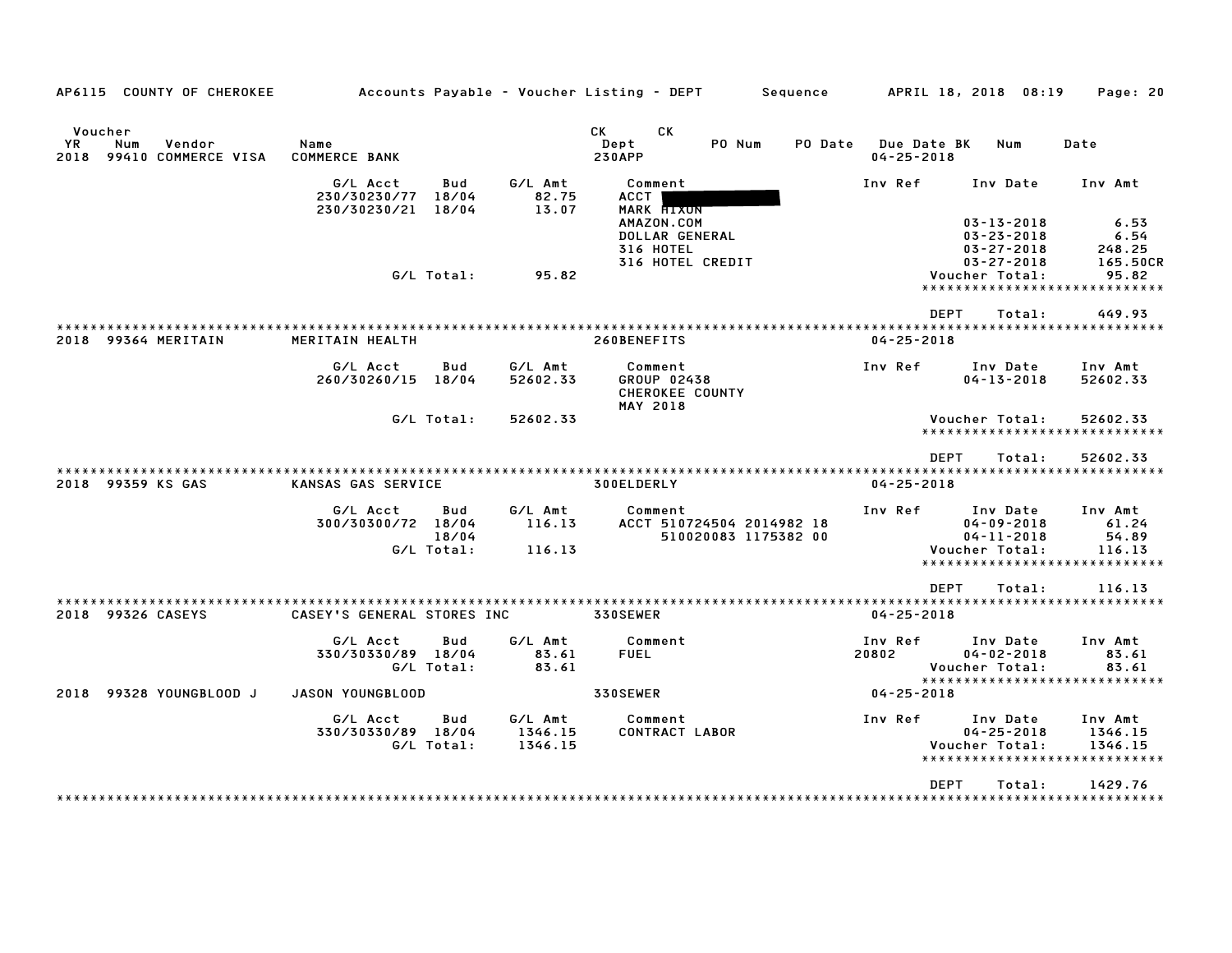AP6115 COUNTY OF CHEROKEE — Accounts Payable - Voucher Listing - DEPT — Sequence — APRIL 18, 2018 08:19

| Voucher YR | Num | Vendor | Name | CK Dept | CK PO Num | PO Date | Due Date BK | Num | Date |
|---|---|---|---|---|---|---|---|---|---|
| 2018 | 99410 | COMMERCE VISA | COMMERCE BANK | 230APP | | | 04-25-2018 | | |

| G/L Acct | Bud | G/L Amt | Comment | Inv Ref | Inv Date | Inv Amt |
|---|---|---|---|---|---|---|
| 230/30230/77 | 18/04 | 82.75 | ACCT [REDACTED] | | | |
| 230/30230/21 | 18/04 | 13.07 | MARK HIXON | | | |
| | | | AMAZON.COM | | 03-13-2018 | 6.53 |
| | | | DOLLAR GENERAL | | 03-23-2018 | 6.54 |
| | | | 316 HOTEL | | 03-27-2018 | 248.25 |
| | | | 316 HOTEL CREDIT | | 03-27-2018 | 165.50CR |
| | G/L Total: | 95.82 | | | Voucher Total: | 95.82 |

DEPT Total: 449.93

| Voucher YR | Num | Vendor | Name | CK Dept | Due Date BK |
|---|---|---|---|---|---|
| 2018 | 99364 | MERITAIN | MERITAIN HEALTH | 260BENEFITS | 04-25-2018 |

| G/L Acct | Bud | G/L Amt | Comment | Inv Ref | Inv Date | Inv Amt |
|---|---|---|---|---|---|---|
| 260/30260/15 | 18/04 | 52602.33 | GROUP 02438 | | 04-13-2018 | 52602.33 |
| | | | CHEROKEE COUNTY | | | |
| | | | MAY 2018 | | | |
| | G/L Total: | 52602.33 | | | Voucher Total: | 52602.33 |

DEPT Total: 52602.33

| Voucher YR | Num | Vendor | Name | CK Dept | Due Date BK |
|---|---|---|---|---|---|
| 2018 | 99359 | KS GAS | KANSAS GAS SERVICE | 300ELDERLY | 04-25-2018 |

| G/L Acct | Bud | G/L Amt | Comment | Inv Ref | Inv Date | Inv Amt |
|---|---|---|---|---|---|---|
| 300/30300/72 | 18/04 | 116.13 | ACCT 510724504 2014982 18 | | 04-09-2018 | 61.24 |
| | 18/04 | | 510020083 1175382 00 | | 04-11-2018 | 54.89 |
| | G/L Total: | 116.13 | | | Voucher Total: | 116.13 |

DEPT Total: 116.13

| Voucher YR | Num | Vendor | Name | CK Dept | Due Date BK |
|---|---|---|---|---|---|
| 2018 | 99326 | CASEYS | CASEY'S GENERAL STORES INC | 330SEWER | 04-25-2018 |

| G/L Acct | Bud | G/L Amt | Comment | Inv Ref | Inv Date | Inv Amt |
|---|---|---|---|---|---|---|
| 330/30330/89 | 18/04 | 83.61 | FUEL | 20802 | 04-02-2018 | 83.61 |
| | G/L Total: | 83.61 | | | Voucher Total: | 83.61 |

| Voucher YR | Num | Vendor | Name | CK Dept | Due Date BK |
|---|---|---|---|---|---|
| 2018 | 99328 | YOUNGBLOOD J | JASON YOUNGBLOOD | 330SEWER | 04-25-2018 |

| G/L Acct | Bud | G/L Amt | Comment | Inv Ref | Inv Date | Inv Amt |
|---|---|---|---|---|---|---|
| 330/30330/89 | 18/04 | 1346.15 | CONTRACT LABOR | | 04-25-2018 | 1346.15 |
| | G/L Total: | 1346.15 | | | Voucher Total: | 1346.15 |

DEPT Total: 1429.76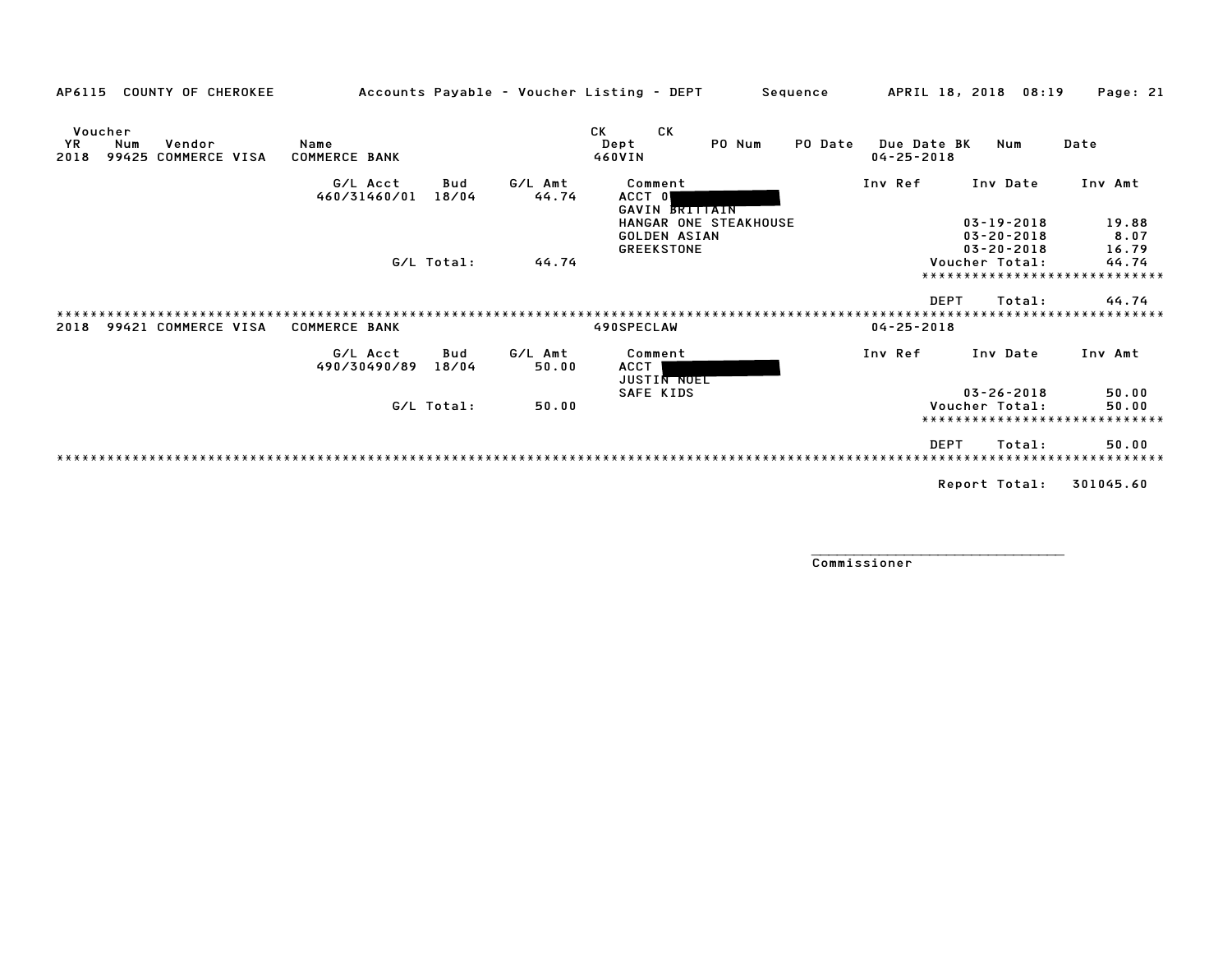AP6115 COUNTY OF CHEROKEE Accounts Payable - Voucher Listing - DEPT Sequence APRIL 18, 2018 08:19

| Voucher YR | Num | Vendor | Name | CK Dept | CK | PO Num | PO Date | Due Date | BK | Num | Date |
|---|---|---|---|---|---|---|---|---|---|---|---|
| 2018 | 99425 | COMMERCE VISA | COMMERCE BANK | 460VIN | | | | 04-25-2018 | | | |

| G/L Acct | Bud | G/L Amt | Comment | Inv Ref | Inv Date | Inv Amt |
|---|---|---|---|---|---|---|
| 460/31460/01 | 18/04 | 44.74 | ACCT 0 | | | |
| | | | GAVIN BRITTAIN | | | |
| | | | HANGAR ONE STEAKHOUSE | | 03-19-2018 | 19.88 |
| | | | GOLDEN ASIAN | | 03-20-2018 | 8.07 |
| | | | GREEKSTONE | | 03-20-2018 | 16.79 |
| G/L Total: | | 44.74 | | | Voucher Total: | 44.74 |

****************************

DEPT Total: 44.74

****************************************************************************************************************************

| Voucher YR | Num | Vendor | Name | CK Dept | CK | PO Num | PO Date | Due Date | BK | Num | Date |
|---|---|---|---|---|---|---|---|---|---|---|---|
| 2018 | 99421 | COMMERCE VISA | COMMERCE BANK | 490SPECLAW | | | | 04-25-2018 | | | |

| G/L Acct | Bud | G/L Amt | Comment | Inv Ref | Inv Date | Inv Amt |
|---|---|---|---|---|---|---|
| 490/30490/89 | 18/04 | 50.00 | ACCT | | | |
| | | | JUSTIN NOEL | | | |
| | | | SAFE KIDS | | 03-26-2018 | 50.00 |
| G/L Total: | | 50.00 | | | Voucher Total: | 50.00 |

****************************

DEPT Total: 50.00

****************************************************************************************************************************

Report Total: 301045.60

\_\_\_\_\_\_\_\_\_\_\_\_\_\_\_\_\_\_\_\_\_\_\_\_\_\_\_\_\_\_

Commissioner